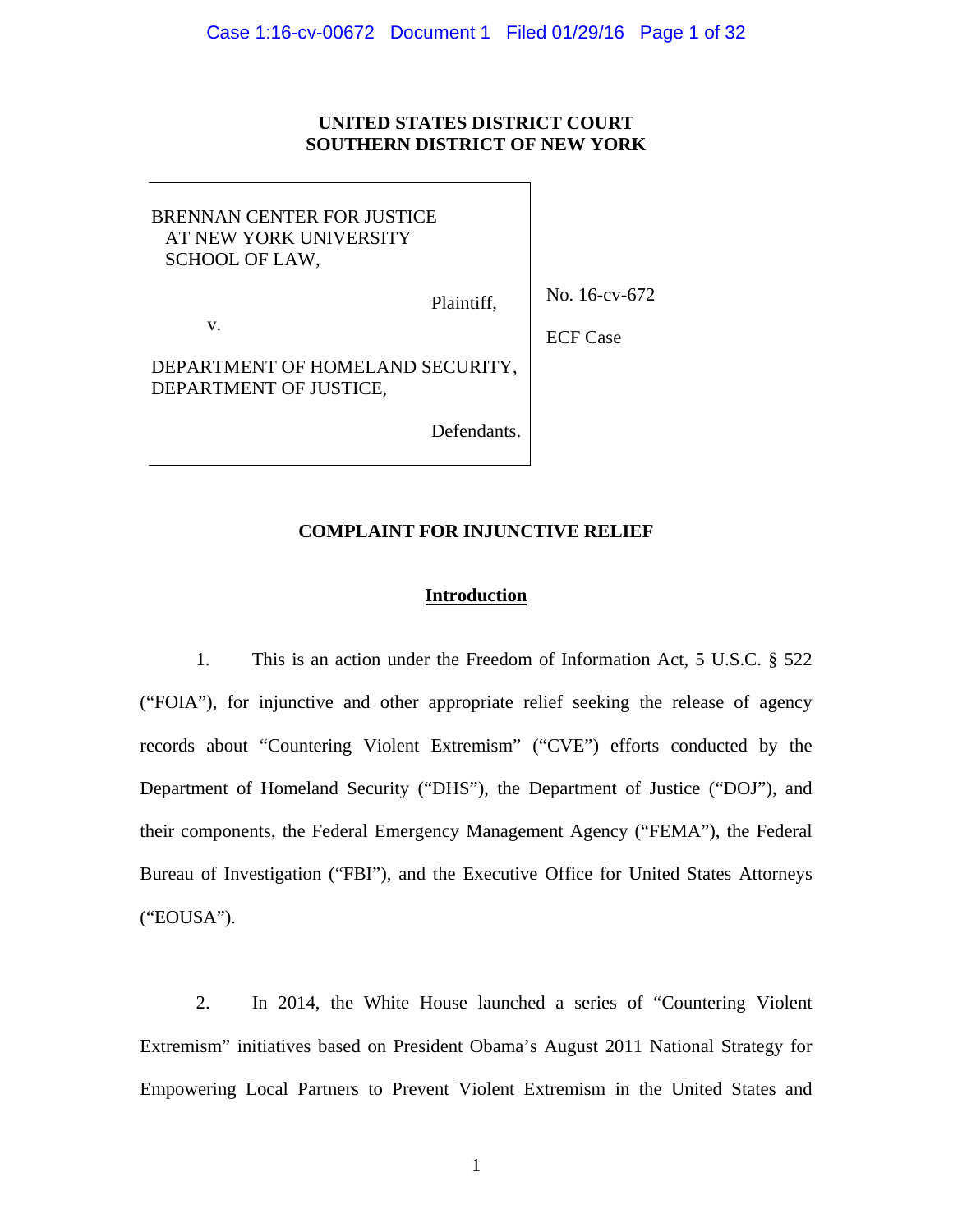**UNITED STATES DISTRICT COURT**
**SOUTHERN DISTRICT OF NEW YORK**

| | |
|---|---|
| BRENNAN CENTER FOR JUSTICE AT NEW YORK UNIVERSITY SCHOOL OF LAW,<br><br>Plaintiff,<br><br>v.<br><br>DEPARTMENT OF HOMELAND SECURITY, DEPARTMENT OF JUSTICE,<br><br>Defendants. | No. 16-cv-672<br><br>ECF Case |

**COMPLAINT FOR INJUNCTIVE RELIEF**

**Introduction**

1. This is an action under the Freedom of Information Act, 5 U.S.C. § 522 ("FOIA"), for injunctive and other appropriate relief seeking the release of agency records about "Countering Violent Extremism" ("CVE") efforts conducted by the Department of Homeland Security ("DHS"), the Department of Justice ("DOJ"), and their components, the Federal Emergency Management Agency ("FEMA"), the Federal Bureau of Investigation ("FBI"), and the Executive Office for United States Attorneys ("EOUSA").

2. In 2014, the White House launched a series of "Countering Violent Extremism" initiatives based on President Obama's August 2011 National Strategy for Empowering Local Partners to Prevent Violent Extremism in the United States and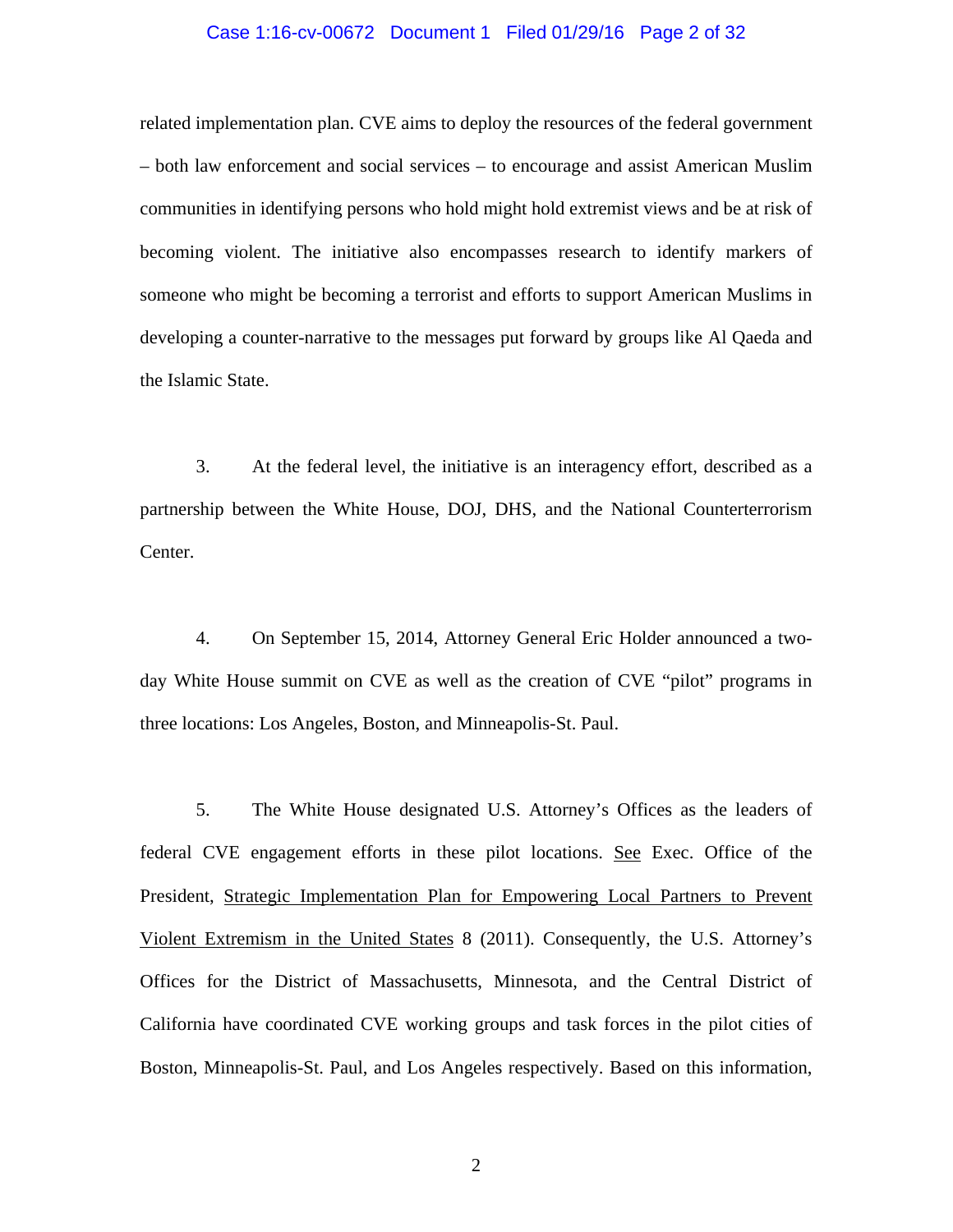related implementation plan. CVE aims to deploy the resources of the federal government – both law enforcement and social services – to encourage and assist American Muslim communities in identifying persons who hold might hold extremist views and be at risk of becoming violent. The initiative also encompasses research to identify markers of someone who might be becoming a terrorist and efforts to support American Muslims in developing a counter-narrative to the messages put forward by groups like Al Qaeda and the Islamic State.

3. At the federal level, the initiative is an interagency effort, described as a partnership between the White House, DOJ, DHS, and the National Counterterrorism Center.

4. On September 15, 2014, Attorney General Eric Holder announced a two-day White House summit on CVE as well as the creation of CVE "pilot" programs in three locations: Los Angeles, Boston, and Minneapolis-St. Paul.

5. The White House designated U.S. Attorney's Offices as the leaders of federal CVE engagement efforts in these pilot locations. See Exec. Office of the President, Strategic Implementation Plan for Empowering Local Partners to Prevent Violent Extremism in the United States 8 (2011). Consequently, the U.S. Attorney's Offices for the District of Massachusetts, Minnesota, and the Central District of California have coordinated CVE working groups and task forces in the pilot cities of Boston, Minneapolis-St. Paul, and Los Angeles respectively. Based on this information,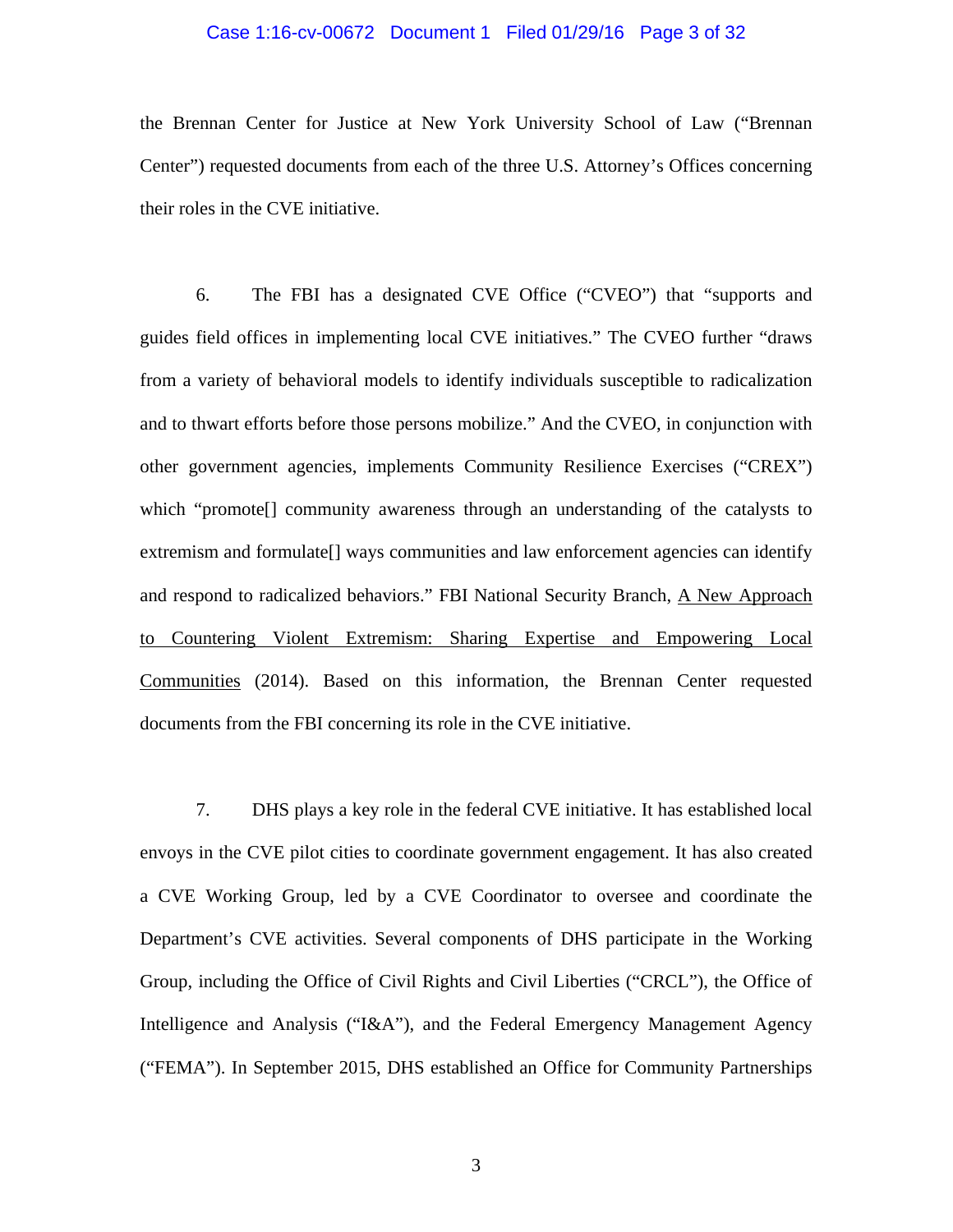the Brennan Center for Justice at New York University School of Law ("Brennan Center") requested documents from each of the three U.S. Attorney's Offices concerning their roles in the CVE initiative.

6. The FBI has a designated CVE Office ("CVEO") that "supports and guides field offices in implementing local CVE initiatives." The CVEO further "draws from a variety of behavioral models to identify individuals susceptible to radicalization and to thwart efforts before those persons mobilize." And the CVEO, in conjunction with other government agencies, implements Community Resilience Exercises ("CREX") which "promote[] community awareness through an understanding of the catalysts to extremism and formulate[] ways communities and law enforcement agencies can identify and respond to radicalized behaviors." FBI National Security Branch, <u>A New Approach to Countering Violent Extremism: Sharing Expertise and Empowering Local Communities</u> (2014). Based on this information, the Brennan Center requested documents from the FBI concerning its role in the CVE initiative.

7. DHS plays a key role in the federal CVE initiative. It has established local envoys in the CVE pilot cities to coordinate government engagement. It has also created a CVE Working Group, led by a CVE Coordinator to oversee and coordinate the Department's CVE activities. Several components of DHS participate in the Working Group, including the Office of Civil Rights and Civil Liberties ("CRCL"), the Office of Intelligence and Analysis ("I&A"), and the Federal Emergency Management Agency ("FEMA"). In September 2015, DHS established an Office for Community Partnerships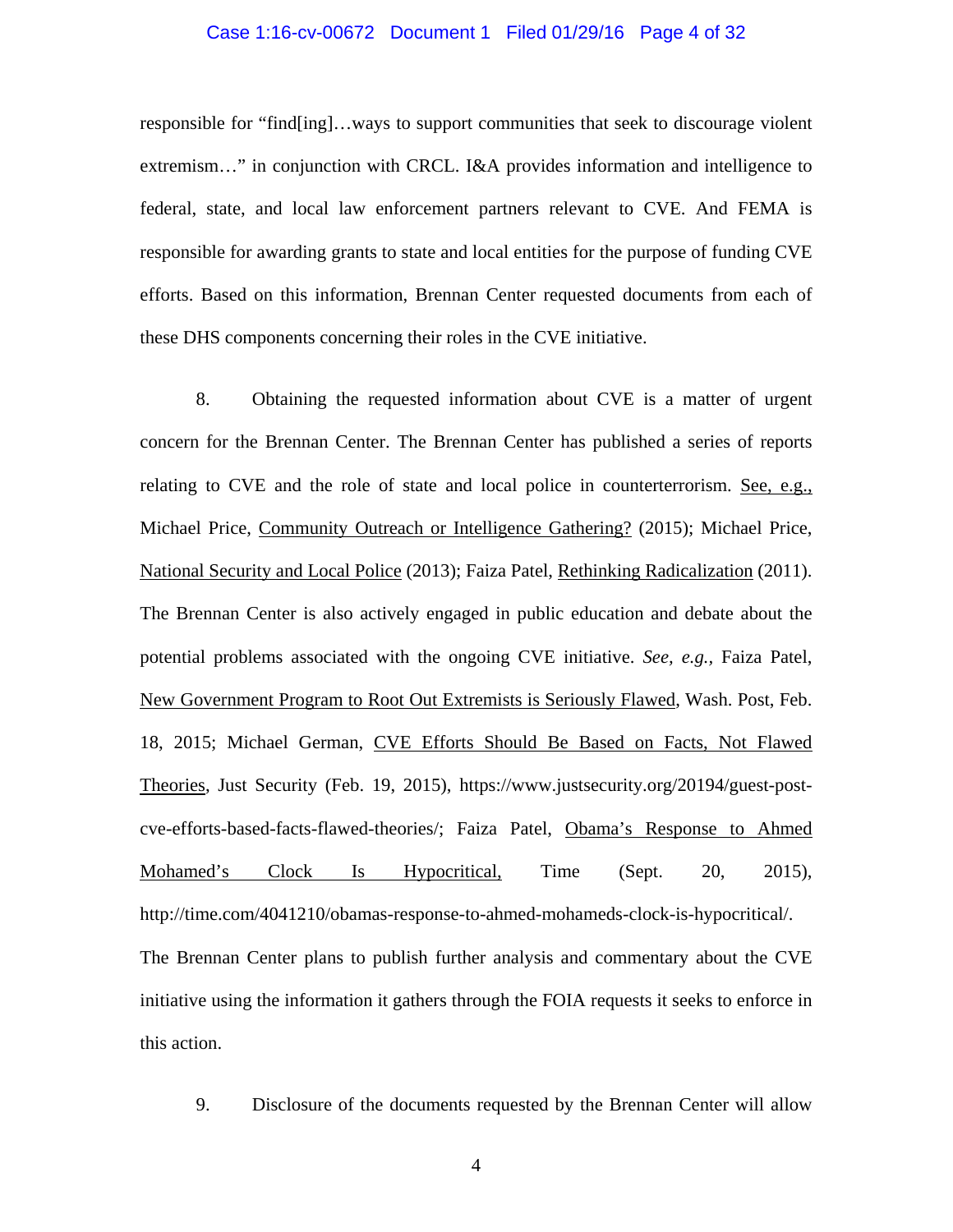responsible for "find[ing]…ways to support communities that seek to discourage violent extremism…" in conjunction with CRCL. I&A provides information and intelligence to federal, state, and local law enforcement partners relevant to CVE. And FEMA is responsible for awarding grants to state and local entities for the purpose of funding CVE efforts. Based on this information, Brennan Center requested documents from each of these DHS components concerning their roles in the CVE initiative.

8. Obtaining the requested information about CVE is a matter of urgent concern for the Brennan Center. The Brennan Center has published a series of reports relating to CVE and the role of state and local police in counterterrorism. See, e.g., Michael Price, Community Outreach or Intelligence Gathering? (2015); Michael Price, National Security and Local Police (2013); Faiza Patel, Rethinking Radicalization (2011). The Brennan Center is also actively engaged in public education and debate about the potential problems associated with the ongoing CVE initiative. *See, e.g.,* Faiza Patel, New Government Program to Root Out Extremists is Seriously Flawed, Wash. Post, Feb. 18, 2015; Michael German, CVE Efforts Should Be Based on Facts, Not Flawed Theories, Just Security (Feb. 19, 2015), https://www.justsecurity.org/20194/guest-post-cve-efforts-based-facts-flawed-theories/; Faiza Patel, Obama's Response to Ahmed Mohamed's Clock Is Hypocritical, Time (Sept. 20, 2015), http://time.com/4041210/obamas-response-to-ahmed-mohameds-clock-is-hypocritical/. The Brennan Center plans to publish further analysis and commentary about the CVE initiative using the information it gathers through the FOIA requests it seeks to enforce in this action.

9. Disclosure of the documents requested by the Brennan Center will allow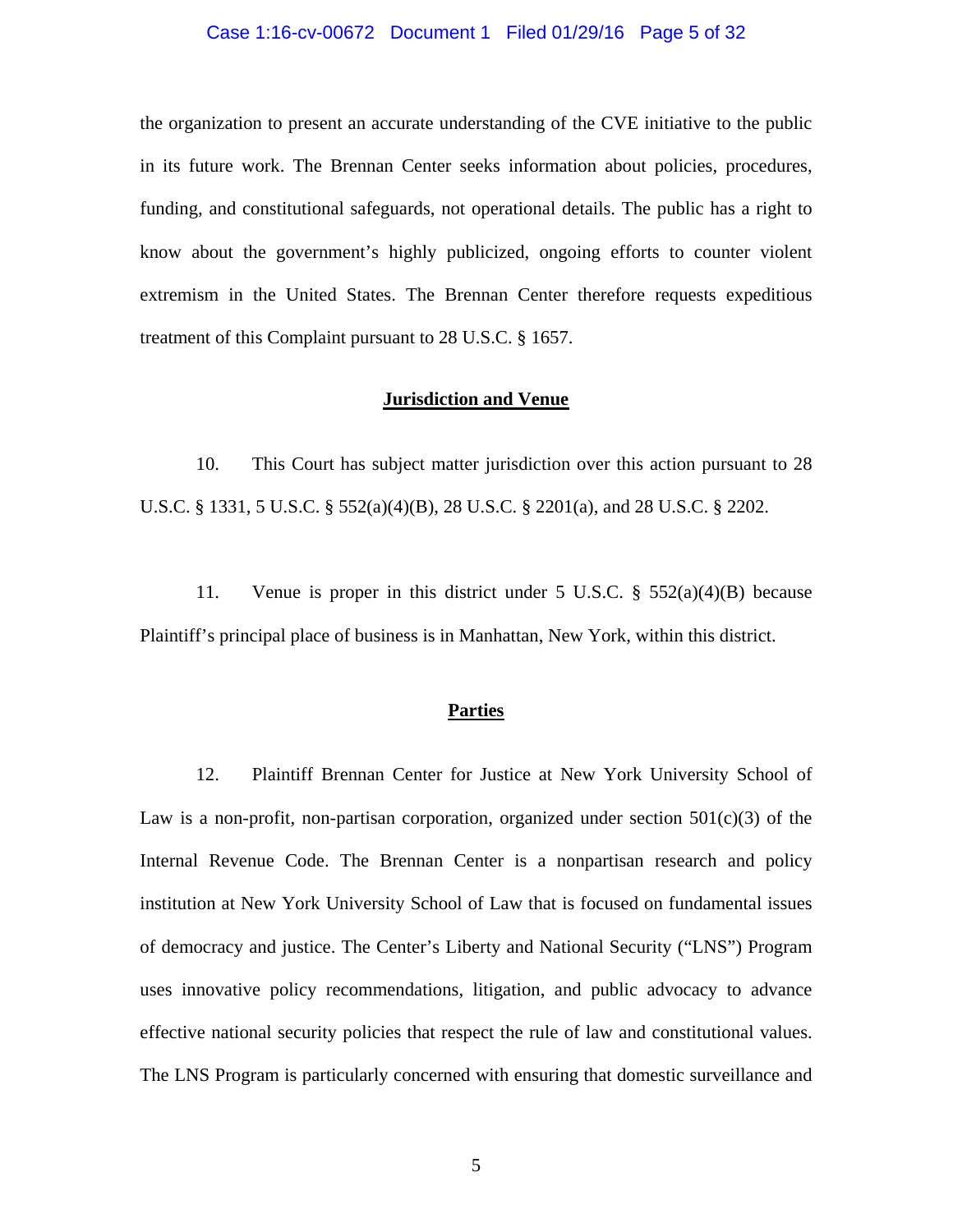the organization to present an accurate understanding of the CVE initiative to the public in its future work. The Brennan Center seeks information about policies, procedures, funding, and constitutional safeguards, not operational details. The public has a right to know about the government's highly publicized, ongoing efforts to counter violent extremism in the United States. The Brennan Center therefore requests expeditious treatment of this Complaint pursuant to 28 U.S.C. § 1657.

## Jurisdiction and Venue

10. This Court has subject matter jurisdiction over this action pursuant to 28 U.S.C. § 1331, 5 U.S.C. § 552(a)(4)(B), 28 U.S.C. § 2201(a), and 28 U.S.C. § 2202.

11. Venue is proper in this district under 5 U.S.C. § 552(a)(4)(B) because Plaintiff's principal place of business is in Manhattan, New York, within this district.

## Parties

12. Plaintiff Brennan Center for Justice at New York University School of Law is a non-profit, non-partisan corporation, organized under section 501(c)(3) of the Internal Revenue Code. The Brennan Center is a nonpartisan research and policy institution at New York University School of Law that is focused on fundamental issues of democracy and justice. The Center's Liberty and National Security ("LNS") Program uses innovative policy recommendations, litigation, and public advocacy to advance effective national security policies that respect the rule of law and constitutional values. The LNS Program is particularly concerned with ensuring that domestic surveillance and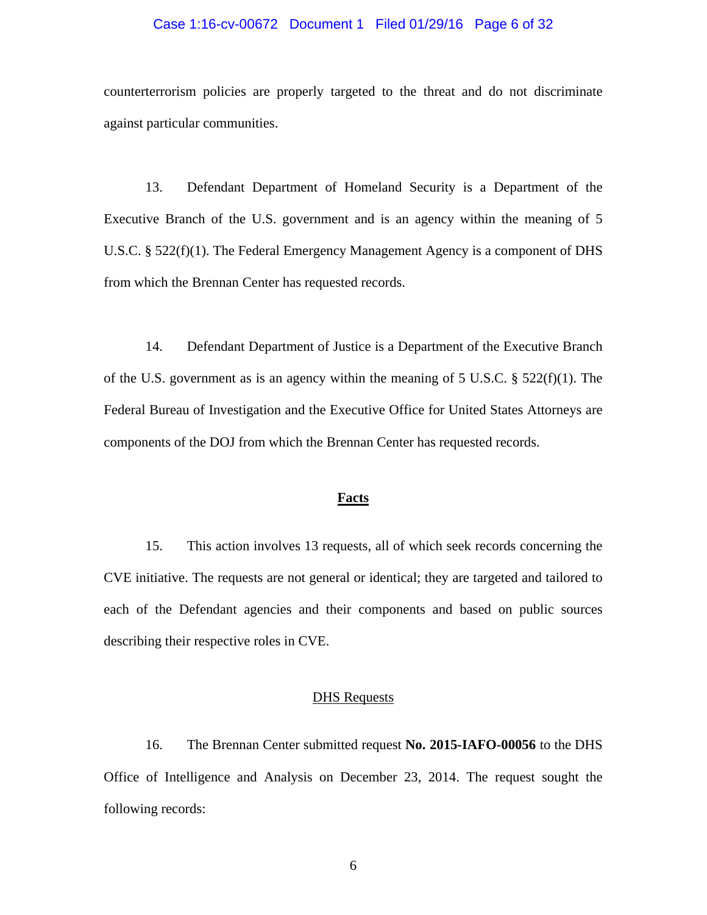counterterrorism policies are properly targeted to the threat and do not discriminate against particular communities.

13. Defendant Department of Homeland Security is a Department of the Executive Branch of the U.S. government and is an agency within the meaning of 5 U.S.C. § 522(f)(1). The Federal Emergency Management Agency is a component of DHS from which the Brennan Center has requested records.

14. Defendant Department of Justice is a Department of the Executive Branch of the U.S. government as is an agency within the meaning of 5 U.S.C. § 522(f)(1). The Federal Bureau of Investigation and the Executive Office for United States Attorneys are components of the DOJ from which the Brennan Center has requested records.

## Facts

15. This action involves 13 requests, all of which seek records concerning the CVE initiative. The requests are not general or identical; they are targeted and tailored to each of the Defendant agencies and their components and based on public sources describing their respective roles in CVE.

### DHS Requests

16. The Brennan Center submitted request **No. 2015-IAFO-00056** to the DHS Office of Intelligence and Analysis on December 23, 2014. The request sought the following records: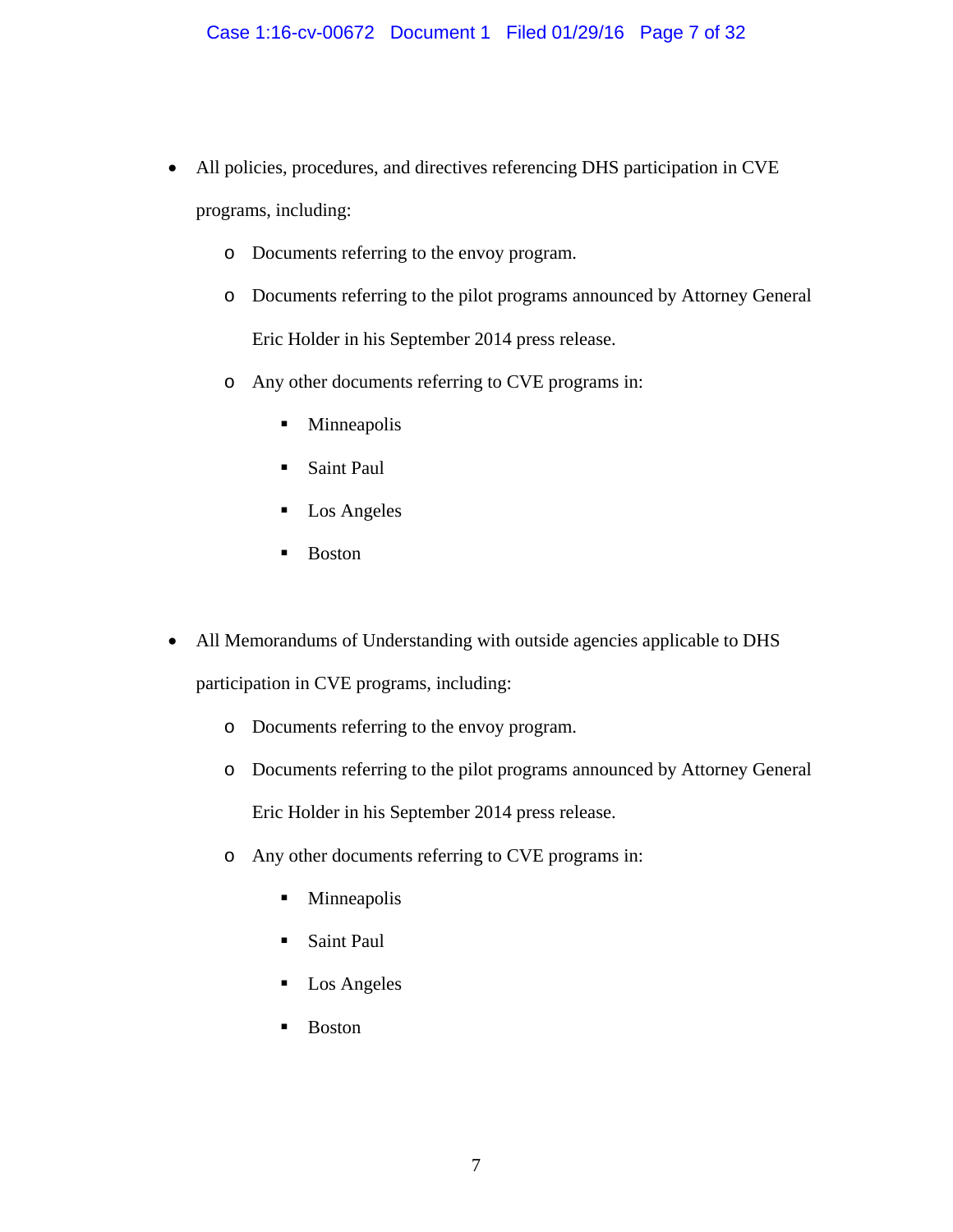- All policies, procedures, and directives referencing DHS participation in CVE programs, including:
    - Documents referring to the envoy program.
    - Documents referring to the pilot programs announced by Attorney General Eric Holder in his September 2014 press release.
    - Any other documents referring to CVE programs in:
        - Minneapolis
        - Saint Paul
        - Los Angeles
        - Boston

- All Memorandums of Understanding with outside agencies applicable to DHS participation in CVE programs, including:
    - Documents referring to the envoy program.
    - Documents referring to the pilot programs announced by Attorney General Eric Holder in his September 2014 press release.
    - Any other documents referring to CVE programs in:
        - Minneapolis
        - Saint Paul
        - Los Angeles
        - Boston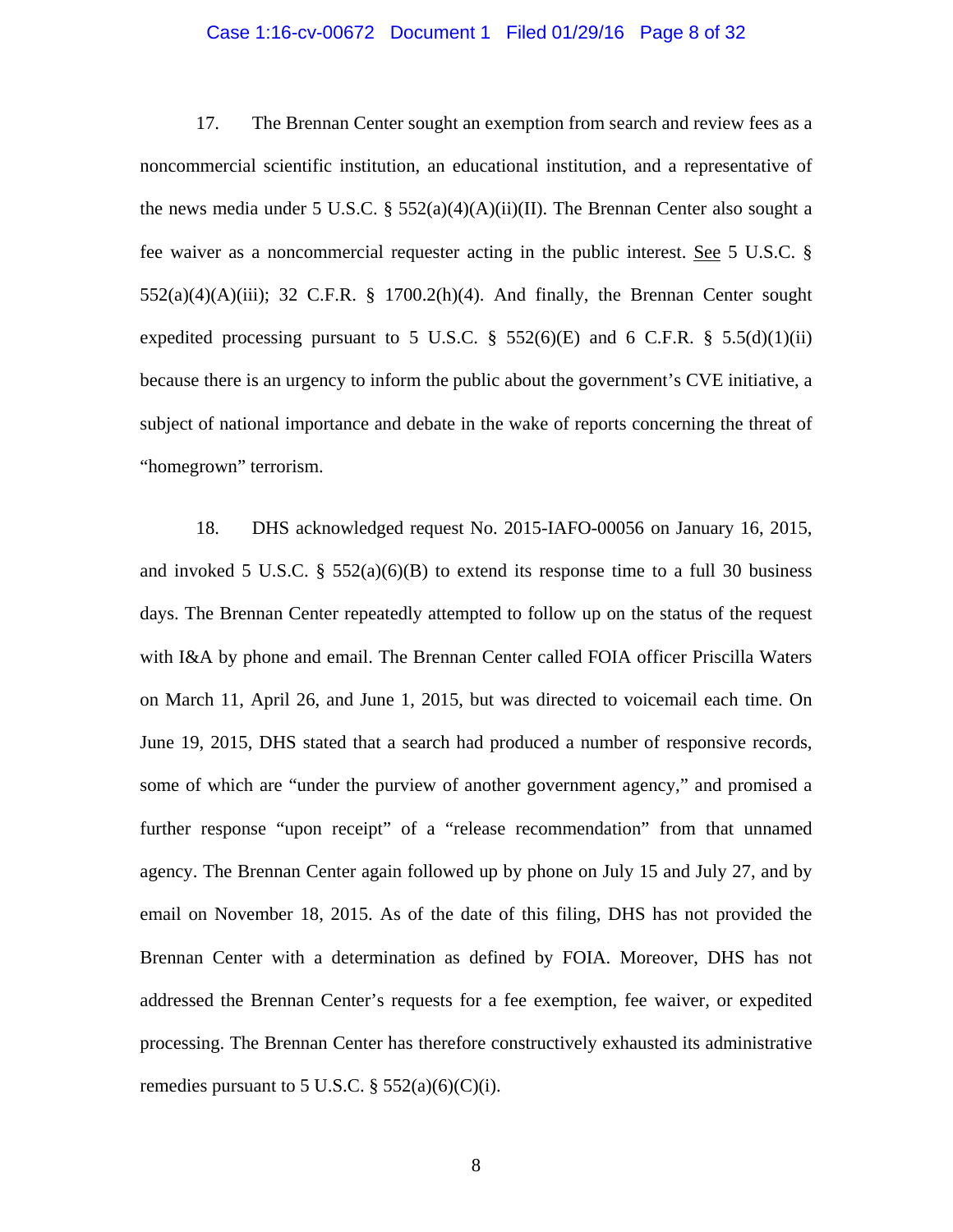17. The Brennan Center sought an exemption from search and review fees as a noncommercial scientific institution, an educational institution, and a representative of the news media under 5 U.S.C. § 552(a)(4)(A)(ii)(II). The Brennan Center also sought a fee waiver as a noncommercial requester acting in the public interest. See 5 U.S.C. § 552(a)(4)(A)(iii); 32 C.F.R. § 1700.2(h)(4). And finally, the Brennan Center sought expedited processing pursuant to 5 U.S.C. § 552(6)(E) and 6 C.F.R. § 5.5(d)(1)(ii) because there is an urgency to inform the public about the government's CVE initiative, a subject of national importance and debate in the wake of reports concerning the threat of "homegrown" terrorism.

18. DHS acknowledged request No. 2015-IAFO-00056 on January 16, 2015, and invoked 5 U.S.C. § 552(a)(6)(B) to extend its response time to a full 30 business days. The Brennan Center repeatedly attempted to follow up on the status of the request with I&A by phone and email. The Brennan Center called FOIA officer Priscilla Waters on March 11, April 26, and June 1, 2015, but was directed to voicemail each time. On June 19, 2015, DHS stated that a search had produced a number of responsive records, some of which are "under the purview of another government agency," and promised a further response "upon receipt" of a "release recommendation" from that unnamed agency. The Brennan Center again followed up by phone on July 15 and July 27, and by email on November 18, 2015. As of the date of this filing, DHS has not provided the Brennan Center with a determination as defined by FOIA. Moreover, DHS has not addressed the Brennan Center's requests for a fee exemption, fee waiver, or expedited processing. The Brennan Center has therefore constructively exhausted its administrative remedies pursuant to 5 U.S.C. § 552(a)(6)(C)(i).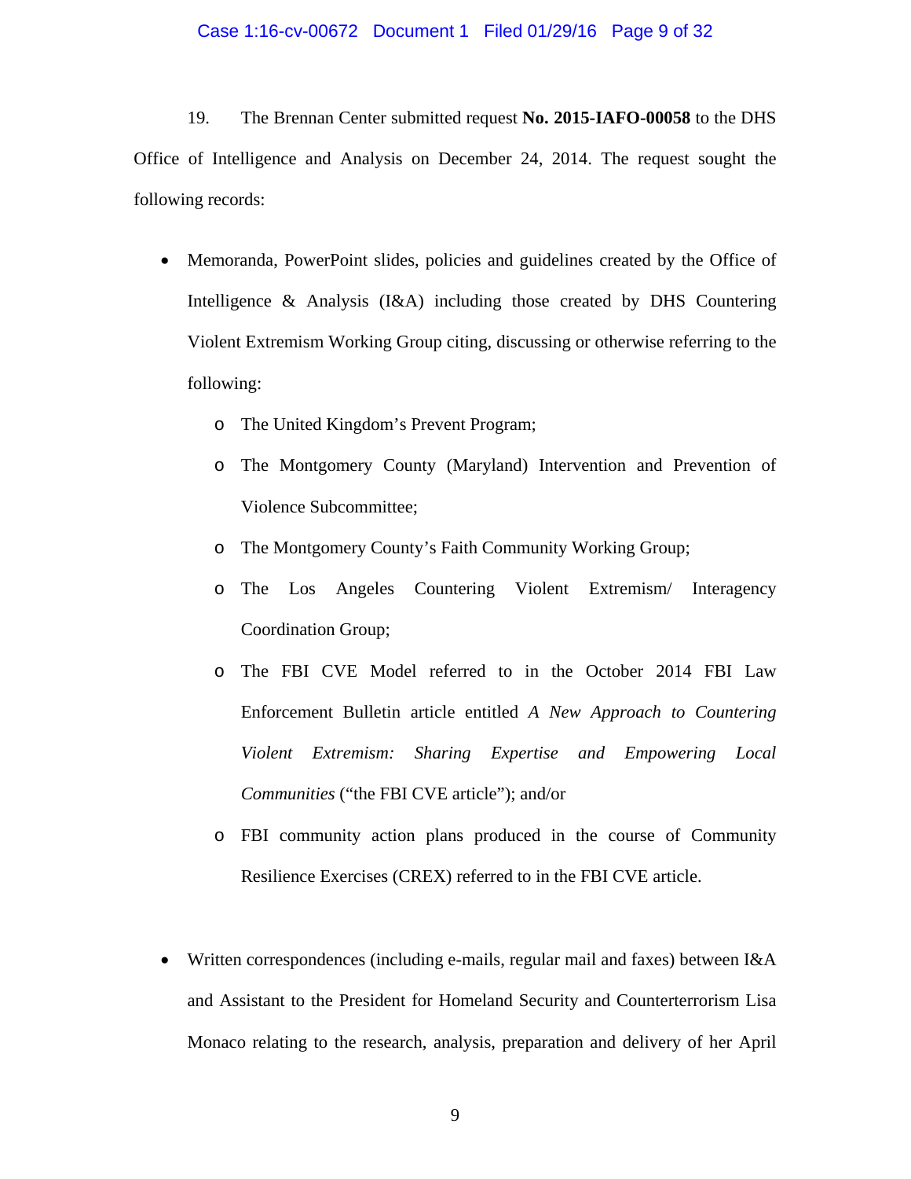19. The Brennan Center submitted request **No. 2015-IAFO-00058** to the DHS Office of Intelligence and Analysis on December 24, 2014. The request sought the following records:

- Memoranda, PowerPoint slides, policies and guidelines created by the Office of Intelligence & Analysis (I&A) including those created by DHS Countering Violent Extremism Working Group citing, discussing or otherwise referring to the following:
    - The United Kingdom's Prevent Program;
    - The Montgomery County (Maryland) Intervention and Prevention of Violence Subcommittee;
    - The Montgomery County's Faith Community Working Group;
    - The Los Angeles Countering Violent Extremism/ Interagency Coordination Group;
    - The FBI CVE Model referred to in the October 2014 FBI Law Enforcement Bulletin article entitled *A New Approach to Countering Violent Extremism: Sharing Expertise and Empowering Local Communities* ("the FBI CVE article"); and/or
    - FBI community action plans produced in the course of Community Resilience Exercises (CREX) referred to in the FBI CVE article.

- Written correspondences (including e-mails, regular mail and faxes) between I&A and Assistant to the President for Homeland Security and Counterterrorism Lisa Monaco relating to the research, analysis, preparation and delivery of her April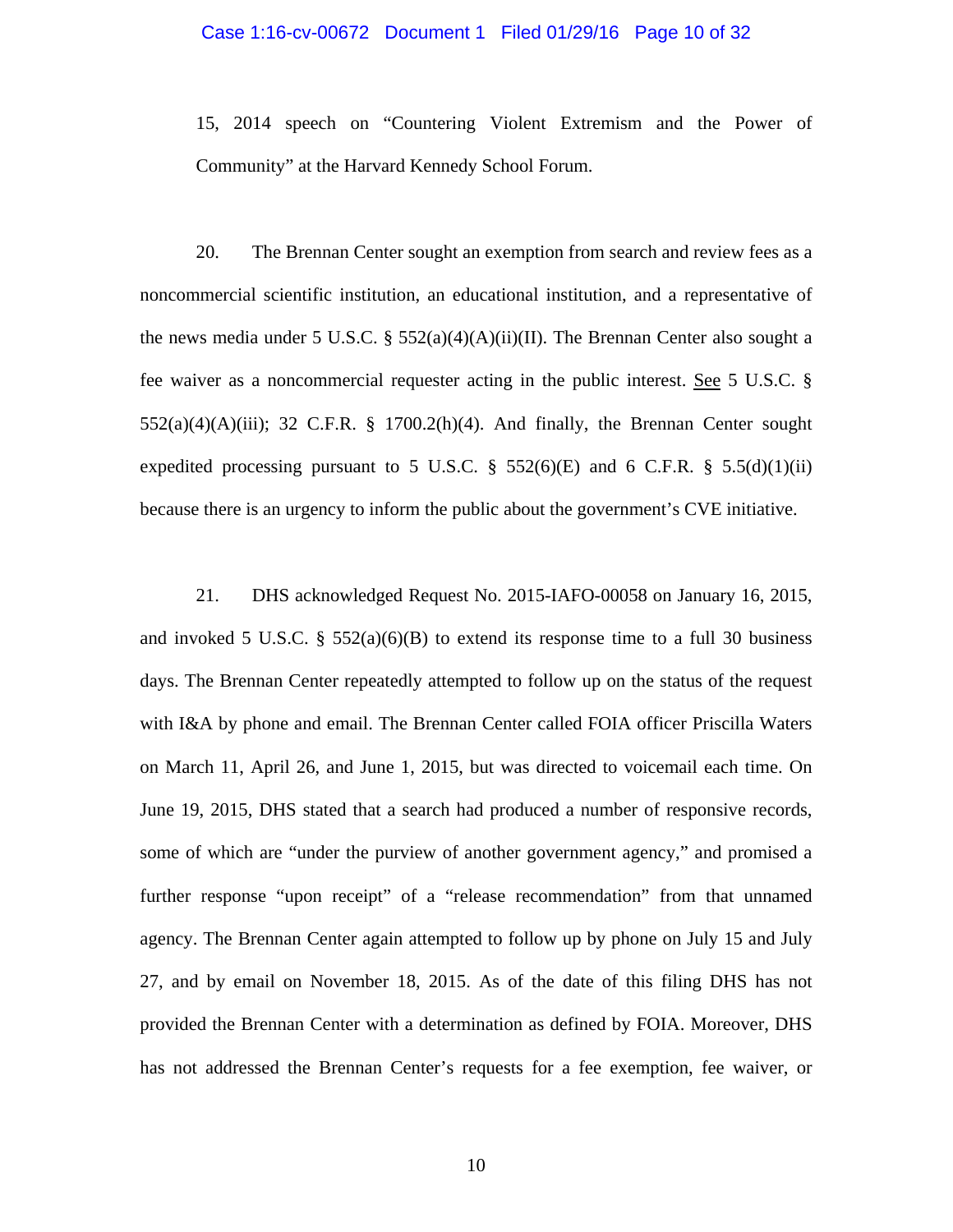15, 2014 speech on "Countering Violent Extremism and the Power of Community" at the Harvard Kennedy School Forum.

20. The Brennan Center sought an exemption from search and review fees as a noncommercial scientific institution, an educational institution, and a representative of the news media under 5 U.S.C. § 552(a)(4)(A)(ii)(II). The Brennan Center also sought a fee waiver as a noncommercial requester acting in the public interest. See 5 U.S.C. § 552(a)(4)(A)(iii); 32 C.F.R. § 1700.2(h)(4). And finally, the Brennan Center sought expedited processing pursuant to 5 U.S.C. § 552(6)(E) and 6 C.F.R. § 5.5(d)(1)(ii) because there is an urgency to inform the public about the government's CVE initiative.

21. DHS acknowledged Request No. 2015-IAFO-00058 on January 16, 2015, and invoked 5 U.S.C. § 552(a)(6)(B) to extend its response time to a full 30 business days. The Brennan Center repeatedly attempted to follow up on the status of the request with I&A by phone and email. The Brennan Center called FOIA officer Priscilla Waters on March 11, April 26, and June 1, 2015, but was directed to voicemail each time. On June 19, 2015, DHS stated that a search had produced a number of responsive records, some of which are "under the purview of another government agency," and promised a further response "upon receipt" of a "release recommendation" from that unnamed agency. The Brennan Center again attempted to follow up by phone on July 15 and July 27, and by email on November 18, 2015. As of the date of this filing DHS has not provided the Brennan Center with a determination as defined by FOIA. Moreover, DHS has not addressed the Brennan Center's requests for a fee exemption, fee waiver, or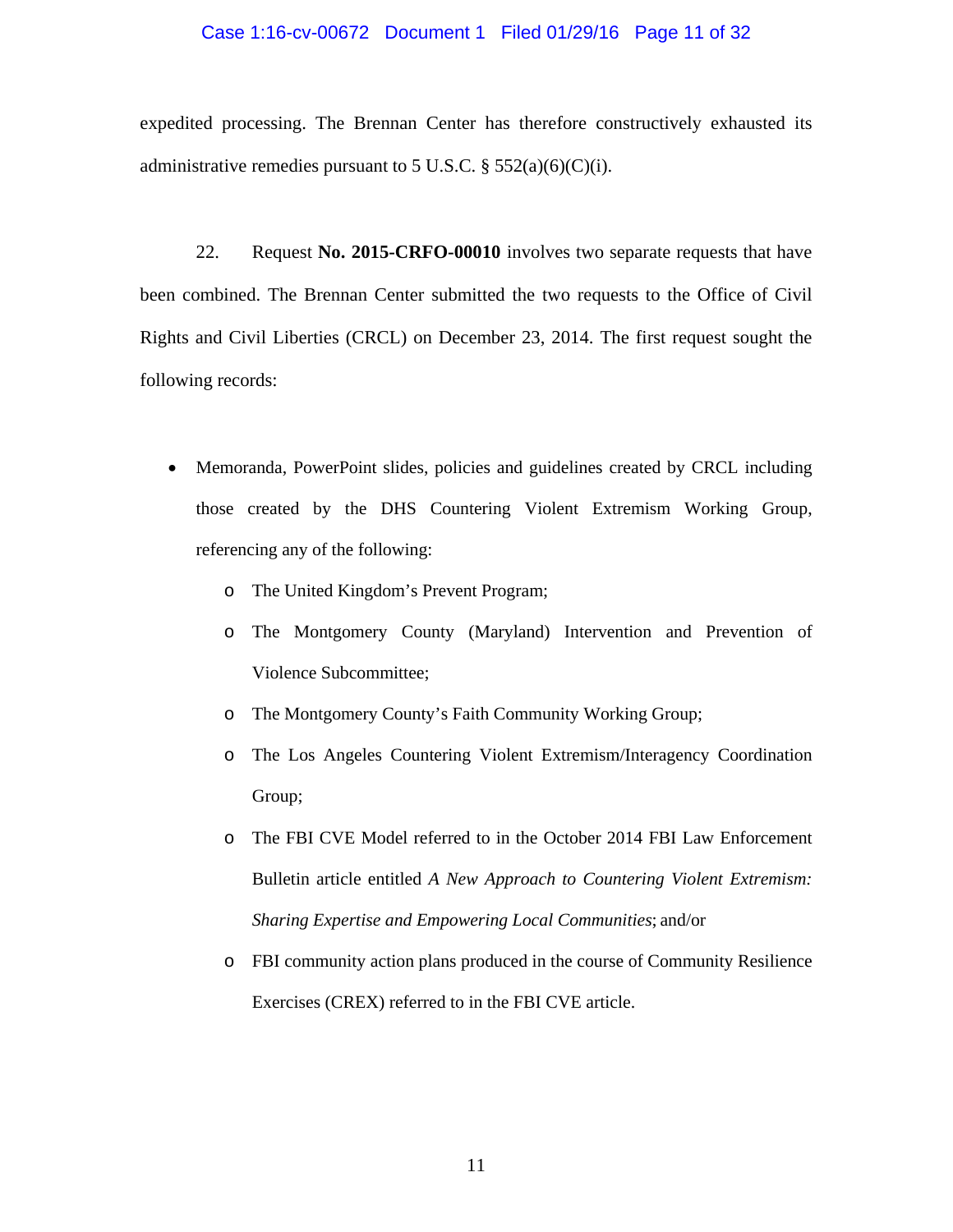expedited processing. The Brennan Center has therefore constructively exhausted its administrative remedies pursuant to 5 U.S.C. § 552(a)(6)(C)(i).

22. Request **No. 2015-CRFO-00010** involves two separate requests that have been combined. The Brennan Center submitted the two requests to the Office of Civil Rights and Civil Liberties (CRCL) on December 23, 2014. The first request sought the following records:

- Memoranda, PowerPoint slides, policies and guidelines created by CRCL including those created by the DHS Countering Violent Extremism Working Group, referencing any of the following:
  - The United Kingdom's Prevent Program;
  - The Montgomery County (Maryland) Intervention and Prevention of Violence Subcommittee;
  - The Montgomery County's Faith Community Working Group;
  - The Los Angeles Countering Violent Extremism/Interagency Coordination Group;
  - The FBI CVE Model referred to in the October 2014 FBI Law Enforcement Bulletin article entitled *A New Approach to Countering Violent Extremism: Sharing Expertise and Empowering Local Communities*; and/or
  - FBI community action plans produced in the course of Community Resilience Exercises (CREX) referred to in the FBI CVE article.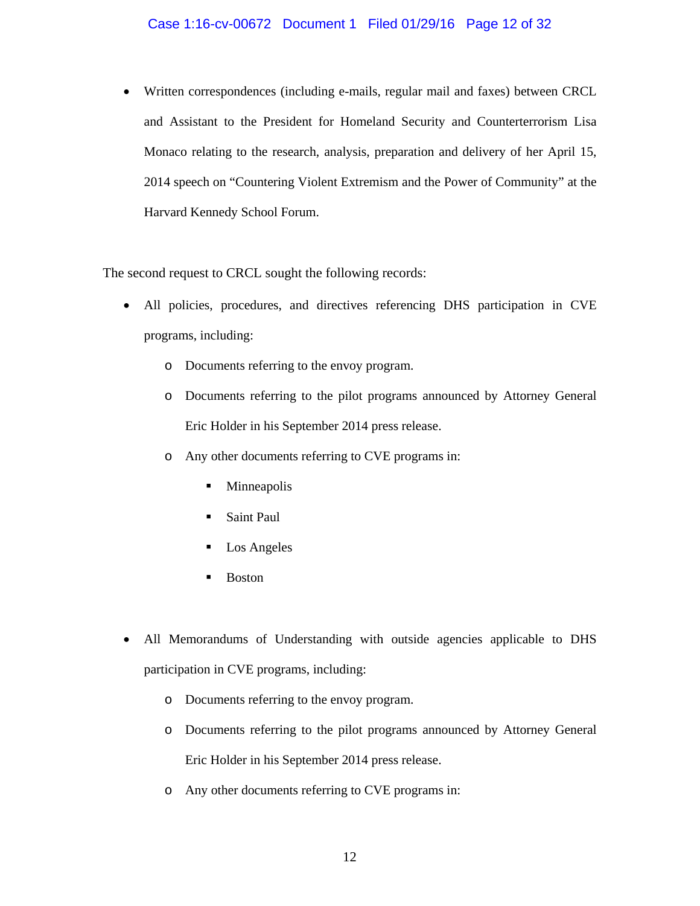- Written correspondences (including e-mails, regular mail and faxes) between CRCL and Assistant to the President for Homeland Security and Counterterrorism Lisa Monaco relating to the research, analysis, preparation and delivery of her April 15, 2014 speech on "Countering Violent Extremism and the Power of Community" at the Harvard Kennedy School Forum.

The second request to CRCL sought the following records:

- All policies, procedures, and directives referencing DHS participation in CVE programs, including:
  - Documents referring to the envoy program.
  - Documents referring to the pilot programs announced by Attorney General Eric Holder in his September 2014 press release.
  - Any other documents referring to CVE programs in:
    - Minneapolis
    - Saint Paul
    - Los Angeles
    - Boston

- All Memorandums of Understanding with outside agencies applicable to DHS participation in CVE programs, including:
  - Documents referring to the envoy program.
  - Documents referring to the pilot programs announced by Attorney General Eric Holder in his September 2014 press release.
  - Any other documents referring to CVE programs in: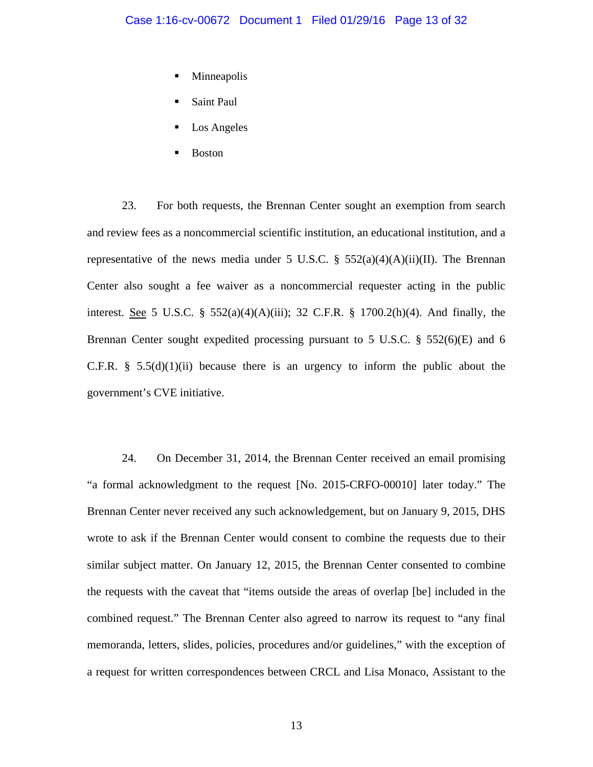- Minneapolis
- Saint Paul
- Los Angeles
- Boston

23. For both requests, the Brennan Center sought an exemption from search and review fees as a noncommercial scientific institution, an educational institution, and a representative of the news media under 5 U.S.C. § 552(a)(4)(A)(ii)(II). The Brennan Center also sought a fee waiver as a noncommercial requester acting in the public interest. See 5 U.S.C. § 552(a)(4)(A)(iii); 32 C.F.R. § 1700.2(h)(4). And finally, the Brennan Center sought expedited processing pursuant to 5 U.S.C. § 552(6)(E) and 6 C.F.R. § 5.5(d)(1)(ii) because there is an urgency to inform the public about the government's CVE initiative.

24. On December 31, 2014, the Brennan Center received an email promising "a formal acknowledgment to the request [No. 2015-CRFO-00010] later today." The Brennan Center never received any such acknowledgement, but on January 9, 2015, DHS wrote to ask if the Brennan Center would consent to combine the requests due to their similar subject matter. On January 12, 2015, the Brennan Center consented to combine the requests with the caveat that "items outside the areas of overlap [be] included in the combined request." The Brennan Center also agreed to narrow its request to "any final memoranda, letters, slides, policies, procedures and/or guidelines," with the exception of a request for written correspondences between CRCL and Lisa Monaco, Assistant to the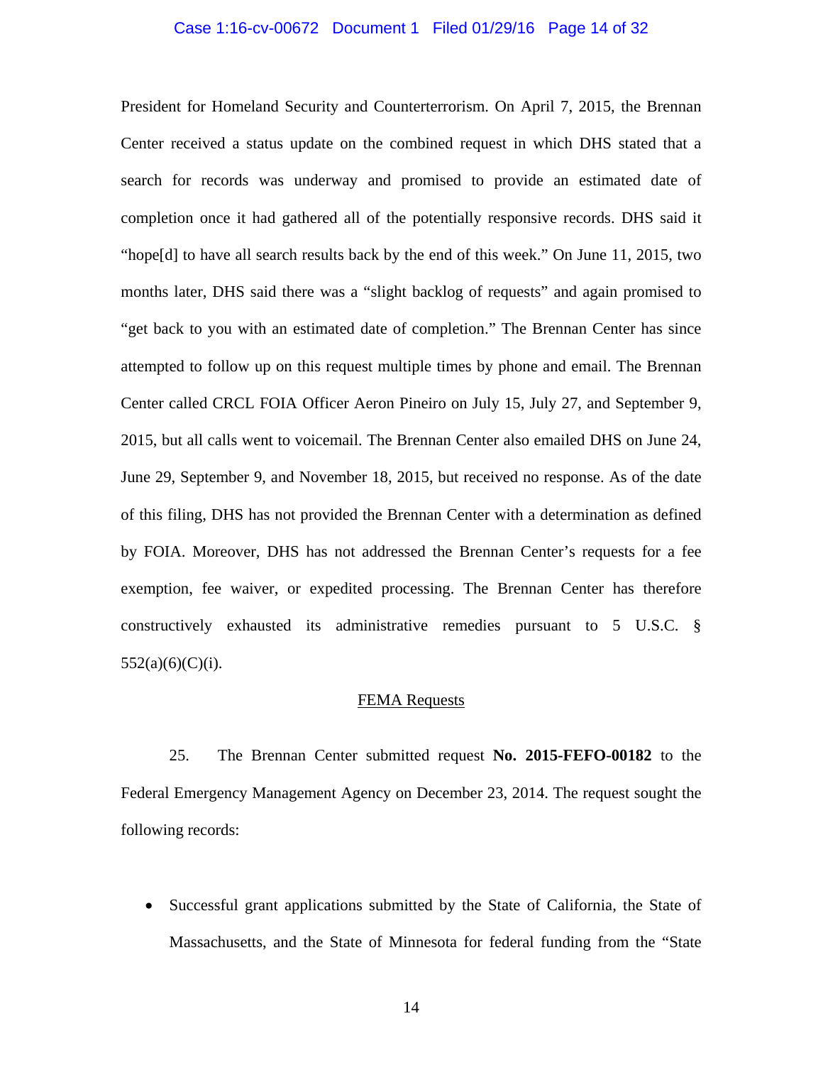President for Homeland Security and Counterterrorism. On April 7, 2015, the Brennan Center received a status update on the combined request in which DHS stated that a search for records was underway and promised to provide an estimated date of completion once it had gathered all of the potentially responsive records. DHS said it "hope[d] to have all search results back by the end of this week." On June 11, 2015, two months later, DHS said there was a "slight backlog of requests" and again promised to "get back to you with an estimated date of completion." The Brennan Center has since attempted to follow up on this request multiple times by phone and email. The Brennan Center called CRCL FOIA Officer Aeron Pineiro on July 15, July 27, and September 9, 2015, but all calls went to voicemail. The Brennan Center also emailed DHS on June 24, June 29, September 9, and November 18, 2015, but received no response. As of the date of this filing, DHS has not provided the Brennan Center with a determination as defined by FOIA. Moreover, DHS has not addressed the Brennan Center's requests for a fee exemption, fee waiver, or expedited processing. The Brennan Center has therefore constructively exhausted its administrative remedies pursuant to 5 U.S.C. § 552(a)(6)(C)(i).

<u>FEMA Requests</u>

25. The Brennan Center submitted request **No. 2015-FEFO-00182** to the Federal Emergency Management Agency on December 23, 2014. The request sought the following records:

- Successful grant applications submitted by the State of California, the State of Massachusetts, and the State of Minnesota for federal funding from the "State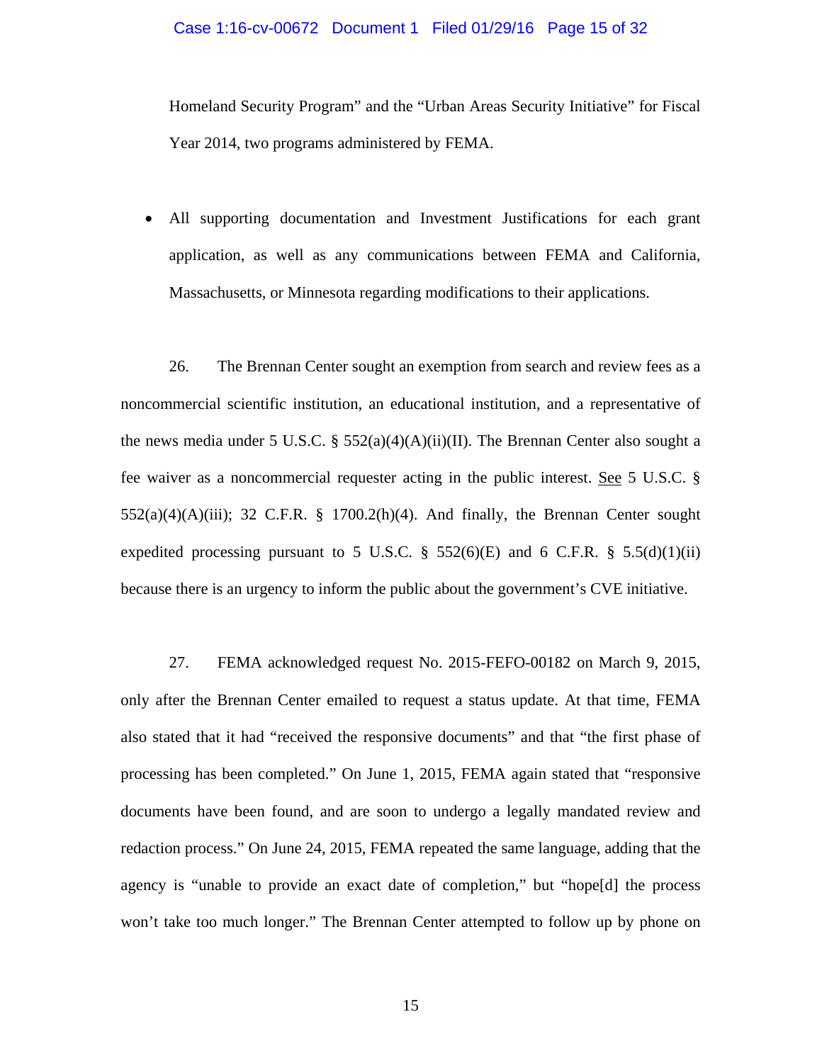Homeland Security Program" and the "Urban Areas Security Initiative" for Fiscal Year 2014, two programs administered by FEMA.

- All supporting documentation and Investment Justifications for each grant application, as well as any communications between FEMA and California, Massachusetts, or Minnesota regarding modifications to their applications.

26. The Brennan Center sought an exemption from search and review fees as a noncommercial scientific institution, an educational institution, and a representative of the news media under 5 U.S.C. § 552(a)(4)(A)(ii)(II). The Brennan Center also sought a fee waiver as a noncommercial requester acting in the public interest. See 5 U.S.C. § 552(a)(4)(A)(iii); 32 C.F.R. § 1700.2(h)(4). And finally, the Brennan Center sought expedited processing pursuant to 5 U.S.C. § 552(6)(E) and 6 C.F.R. § 5.5(d)(1)(ii) because there is an urgency to inform the public about the government's CVE initiative.

27. FEMA acknowledged request No. 2015-FEFO-00182 on March 9, 2015, only after the Brennan Center emailed to request a status update. At that time, FEMA also stated that it had "received the responsive documents" and that "the first phase of processing has been completed." On June 1, 2015, FEMA again stated that "responsive documents have been found, and are soon to undergo a legally mandated review and redaction process." On June 24, 2015, FEMA repeated the same language, adding that the agency is "unable to provide an exact date of completion," but "hope[d] the process won't take too much longer." The Brennan Center attempted to follow up by phone on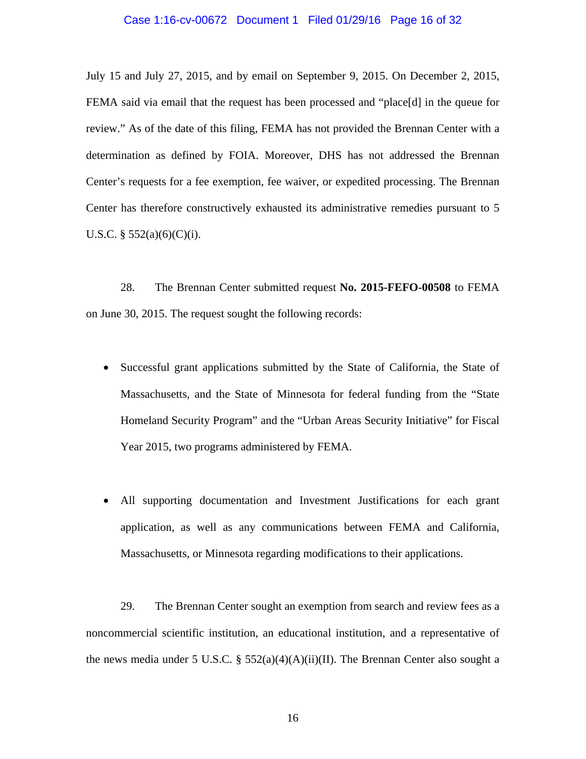July 15 and July 27, 2015, and by email on September 9, 2015. On December 2, 2015, FEMA said via email that the request has been processed and "place[d] in the queue for review." As of the date of this filing, FEMA has not provided the Brennan Center with a determination as defined by FOIA. Moreover, DHS has not addressed the Brennan Center's requests for a fee exemption, fee waiver, or expedited processing. The Brennan Center has therefore constructively exhausted its administrative remedies pursuant to 5 U.S.C. § 552(a)(6)(C)(i).

28. The Brennan Center submitted request **No. 2015-FEFO-00508** to FEMA on June 30, 2015. The request sought the following records:

- Successful grant applications submitted by the State of California, the State of Massachusetts, and the State of Minnesota for federal funding from the "State Homeland Security Program" and the "Urban Areas Security Initiative" for Fiscal Year 2015, two programs administered by FEMA.

- All supporting documentation and Investment Justifications for each grant application, as well as any communications between FEMA and California, Massachusetts, or Minnesota regarding modifications to their applications.

29. The Brennan Center sought an exemption from search and review fees as a noncommercial scientific institution, an educational institution, and a representative of the news media under 5 U.S.C. § 552(a)(4)(A)(ii)(II). The Brennan Center also sought a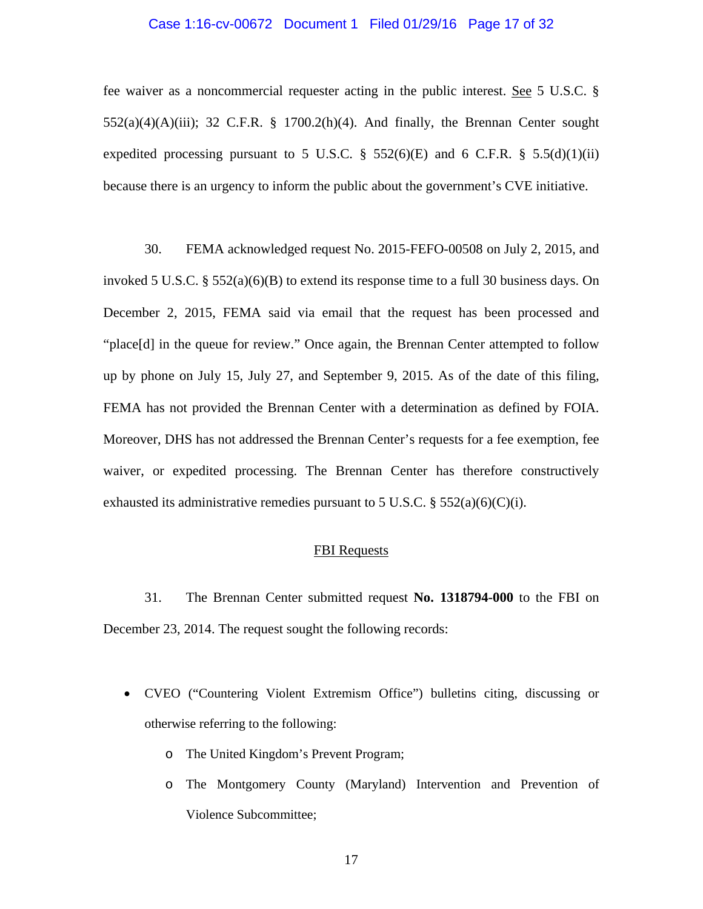fee waiver as a noncommercial requester acting in the public interest. See 5 U.S.C. § 552(a)(4)(A)(iii); 32 C.F.R. § 1700.2(h)(4). And finally, the Brennan Center sought expedited processing pursuant to 5 U.S.C. § 552(6)(E) and 6 C.F.R. § 5.5(d)(1)(ii) because there is an urgency to inform the public about the government's CVE initiative.

30. FEMA acknowledged request No. 2015-FEFO-00508 on July 2, 2015, and invoked 5 U.S.C. § 552(a)(6)(B) to extend its response time to a full 30 business days. On December 2, 2015, FEMA said via email that the request has been processed and "place[d] in the queue for review." Once again, the Brennan Center attempted to follow up by phone on July 15, July 27, and September 9, 2015. As of the date of this filing, FEMA has not provided the Brennan Center with a determination as defined by FOIA. Moreover, DHS has not addressed the Brennan Center's requests for a fee exemption, fee waiver, or expedited processing. The Brennan Center has therefore constructively exhausted its administrative remedies pursuant to 5 U.S.C. § 552(a)(6)(C)(i).

## FBI Requests

31. The Brennan Center submitted request **No. 1318794-000** to the FBI on December 23, 2014. The request sought the following records:

- CVEO ("Countering Violent Extremism Office") bulletins citing, discussing or otherwise referring to the following:
  - The United Kingdom's Prevent Program;
  - The Montgomery County (Maryland) Intervention and Prevention of Violence Subcommittee;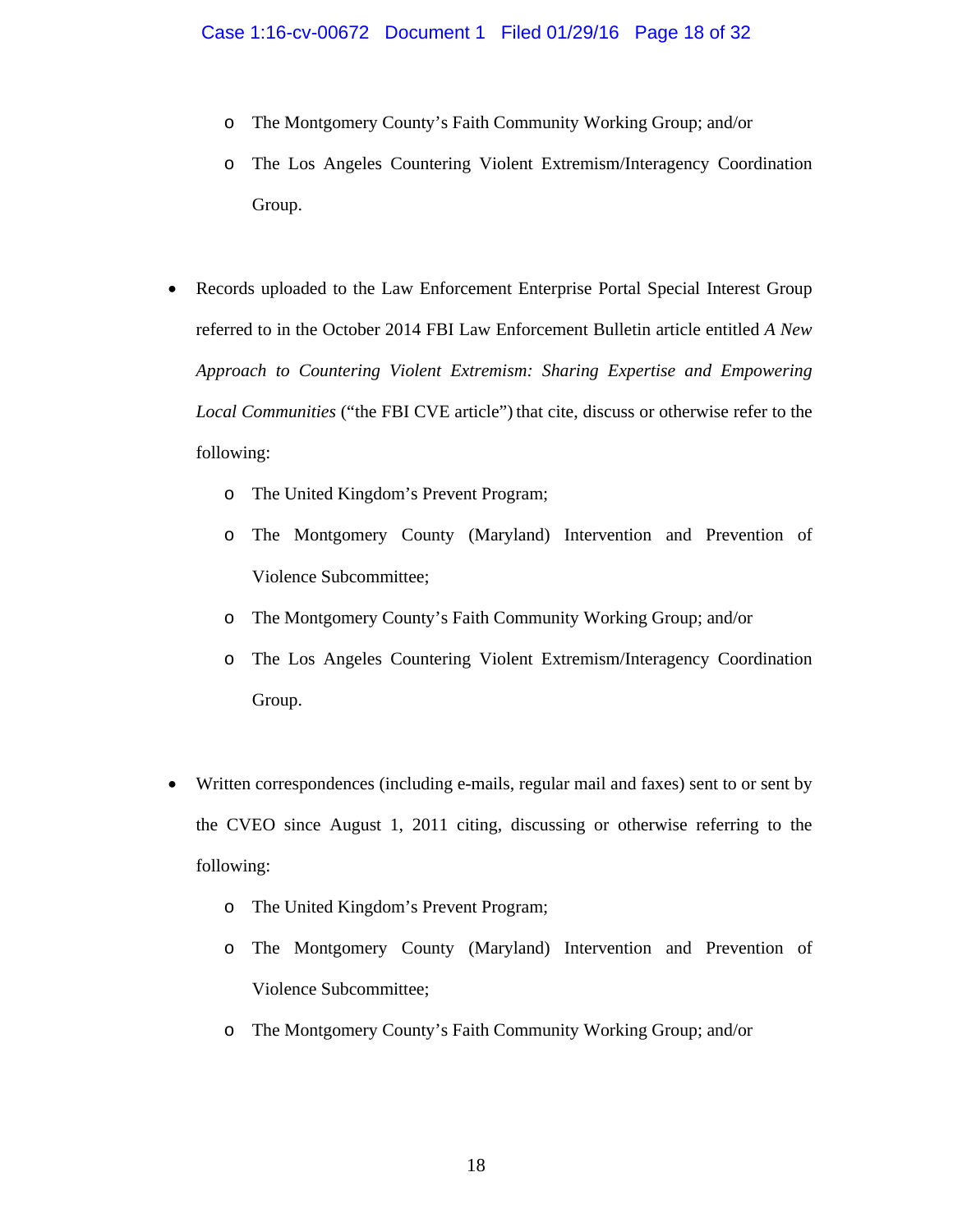- The Montgomery County's Faith Community Working Group; and/or
    - The Los Angeles Countering Violent Extremism/Interagency Coordination Group.

- Records uploaded to the Law Enforcement Enterprise Portal Special Interest Group referred to in the October 2014 FBI Law Enforcement Bulletin article entitled *A New Approach to Countering Violent Extremism: Sharing Expertise and Empowering Local Communities* ("the FBI CVE article") that cite, discuss or otherwise refer to the following:
    - The United Kingdom's Prevent Program;
    - The Montgomery County (Maryland) Intervention and Prevention of Violence Subcommittee;
    - The Montgomery County's Faith Community Working Group; and/or
    - The Los Angeles Countering Violent Extremism/Interagency Coordination Group.

- Written correspondences (including e-mails, regular mail and faxes) sent to or sent by the CVEO since August 1, 2011 citing, discussing or otherwise referring to the following:
    - The United Kingdom's Prevent Program;
    - The Montgomery County (Maryland) Intervention and Prevention of Violence Subcommittee;
    - The Montgomery County's Faith Community Working Group; and/or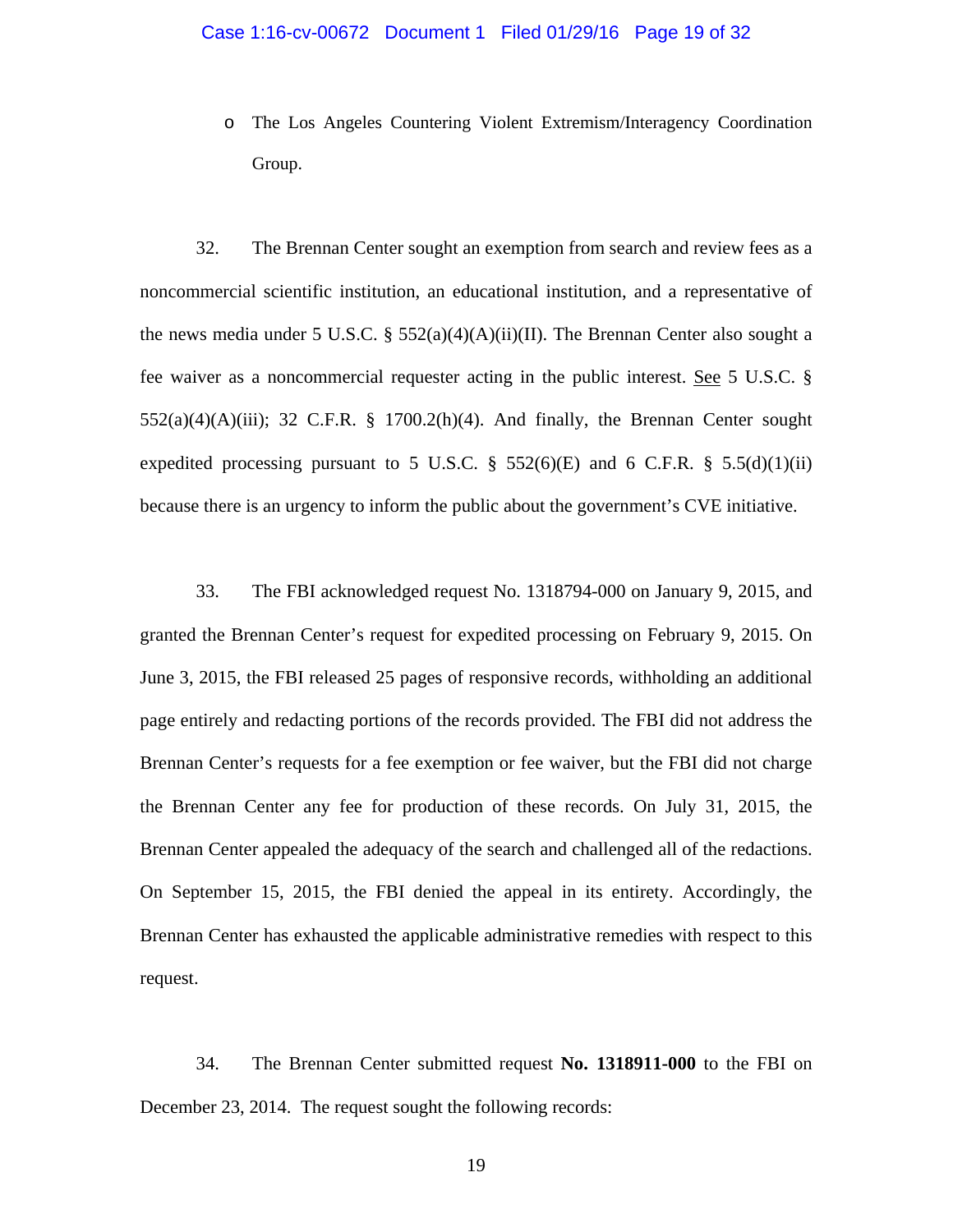- The Los Angeles Countering Violent Extremism/Interagency Coordination Group.

32. The Brennan Center sought an exemption from search and review fees as a noncommercial scientific institution, an educational institution, and a representative of the news media under 5 U.S.C. § 552(a)(4)(A)(ii)(II). The Brennan Center also sought a fee waiver as a noncommercial requester acting in the public interest. See 5 U.S.C. § 552(a)(4)(A)(iii); 32 C.F.R. § 1700.2(h)(4). And finally, the Brennan Center sought expedited processing pursuant to 5 U.S.C. § 552(6)(E) and 6 C.F.R. § 5.5(d)(1)(ii) because there is an urgency to inform the public about the government's CVE initiative.

33. The FBI acknowledged request No. 1318794-000 on January 9, 2015, and granted the Brennan Center's request for expedited processing on February 9, 2015. On June 3, 2015, the FBI released 25 pages of responsive records, withholding an additional page entirely and redacting portions of the records provided. The FBI did not address the Brennan Center's requests for a fee exemption or fee waiver, but the FBI did not charge the Brennan Center any fee for production of these records. On July 31, 2015, the Brennan Center appealed the adequacy of the search and challenged all of the redactions. On September 15, 2015, the FBI denied the appeal in its entirety. Accordingly, the Brennan Center has exhausted the applicable administrative remedies with respect to this request.

34. The Brennan Center submitted request **No. 1318911-000** to the FBI on December 23, 2014. The request sought the following records: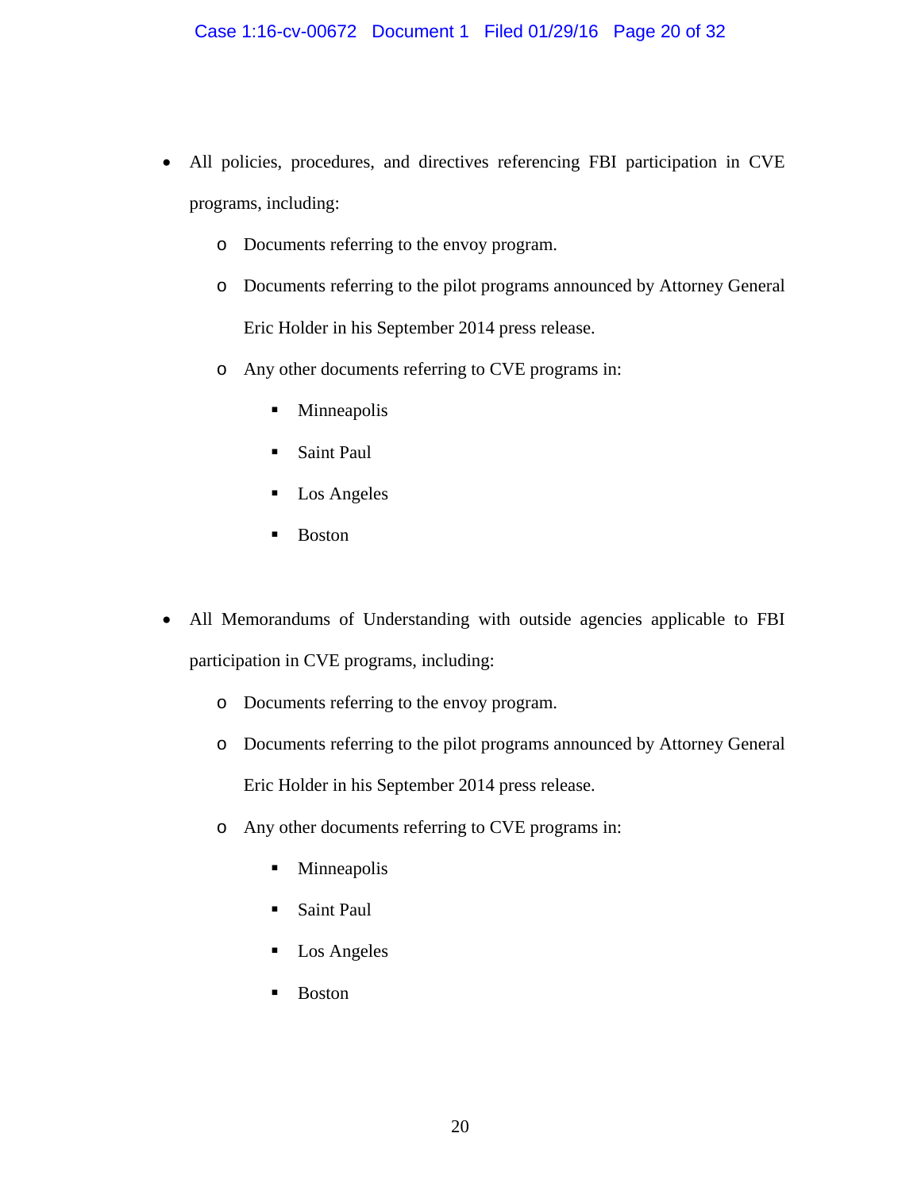- All policies, procedures, and directives referencing FBI participation in CVE programs, including:
  - Documents referring to the envoy program.
  - Documents referring to the pilot programs announced by Attorney General Eric Holder in his September 2014 press release.
  - Any other documents referring to CVE programs in:
    - Minneapolis
    - Saint Paul
    - Los Angeles
    - Boston

- All Memorandums of Understanding with outside agencies applicable to FBI participation in CVE programs, including:
  - Documents referring to the envoy program.
  - Documents referring to the pilot programs announced by Attorney General Eric Holder in his September 2014 press release.
  - Any other documents referring to CVE programs in:
    - Minneapolis
    - Saint Paul
    - Los Angeles
    - Boston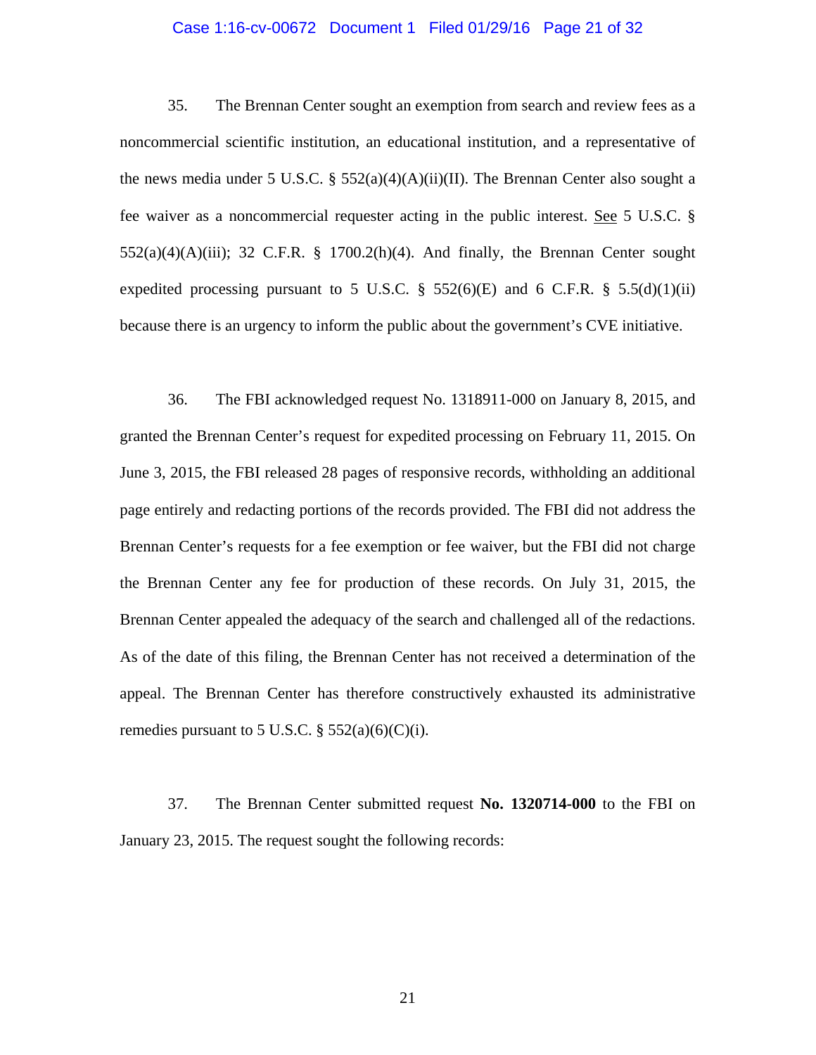35. The Brennan Center sought an exemption from search and review fees as a noncommercial scientific institution, an educational institution, and a representative of the news media under 5 U.S.C. § 552(a)(4)(A)(ii)(II). The Brennan Center also sought a fee waiver as a noncommercial requester acting in the public interest. See 5 U.S.C. § 552(a)(4)(A)(iii); 32 C.F.R. § 1700.2(h)(4). And finally, the Brennan Center sought expedited processing pursuant to 5 U.S.C. § 552(6)(E) and 6 C.F.R. § 5.5(d)(1)(ii) because there is an urgency to inform the public about the government's CVE initiative.

36. The FBI acknowledged request No. 1318911-000 on January 8, 2015, and granted the Brennan Center's request for expedited processing on February 11, 2015. On June 3, 2015, the FBI released 28 pages of responsive records, withholding an additional page entirely and redacting portions of the records provided. The FBI did not address the Brennan Center's requests for a fee exemption or fee waiver, but the FBI did not charge the Brennan Center any fee for production of these records. On July 31, 2015, the Brennan Center appealed the adequacy of the search and challenged all of the redactions. As of the date of this filing, the Brennan Center has not received a determination of the appeal. The Brennan Center has therefore constructively exhausted its administrative remedies pursuant to 5 U.S.C. § 552(a)(6)(C)(i).

37. The Brennan Center submitted request **No. 1320714-000** to the FBI on January 23, 2015. The request sought the following records: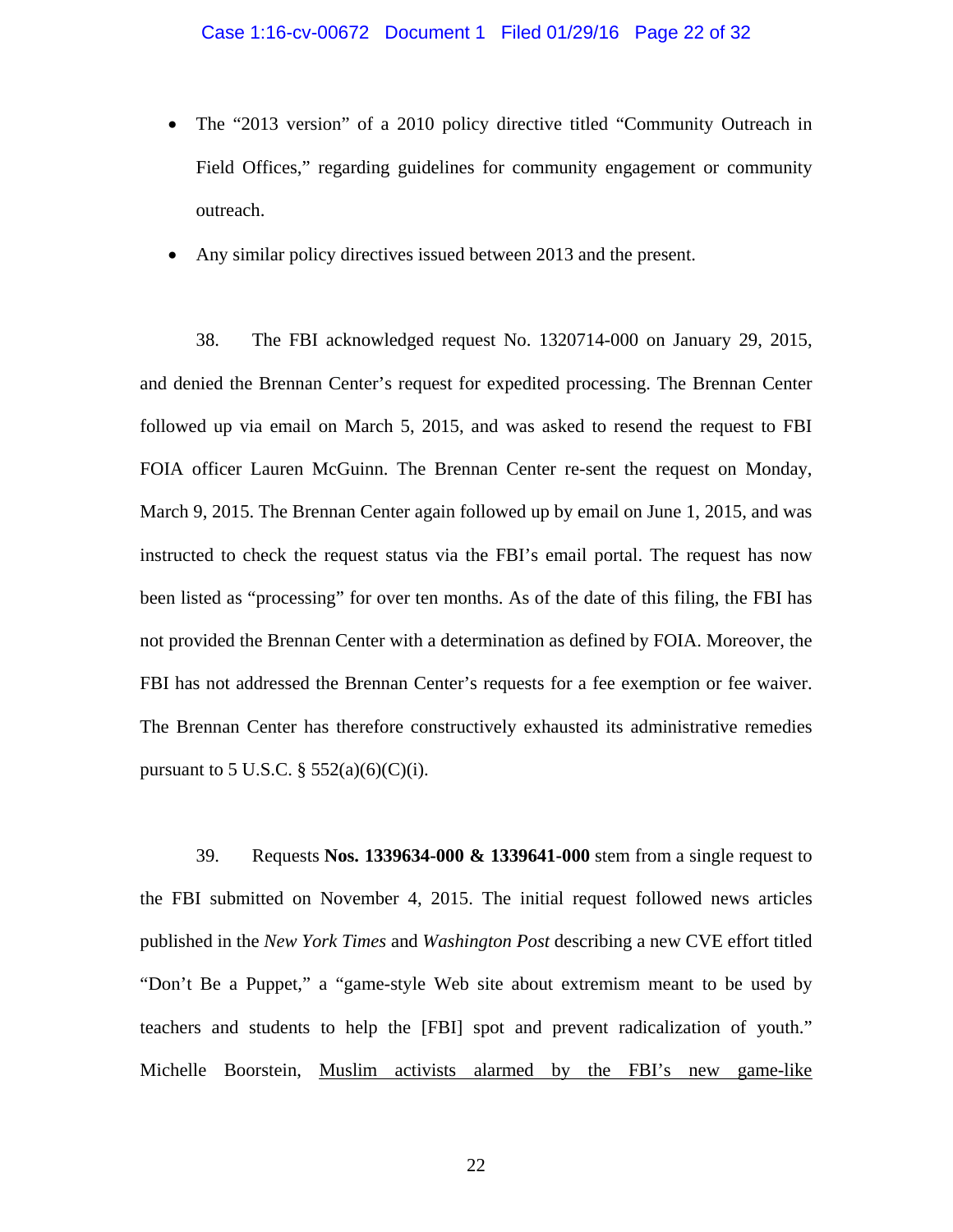- The "2013 version" of a 2010 policy directive titled "Community Outreach in Field Offices," regarding guidelines for community engagement or community outreach.
- Any similar policy directives issued between 2013 and the present.

38. The FBI acknowledged request No. 1320714-000 on January 29, 2015, and denied the Brennan Center's request for expedited processing. The Brennan Center followed up via email on March 5, 2015, and was asked to resend the request to FBI FOIA officer Lauren McGuinn. The Brennan Center re-sent the request on Monday, March 9, 2015. The Brennan Center again followed up by email on June 1, 2015, and was instructed to check the request status via the FBI's email portal. The request has now been listed as "processing" for over ten months. As of the date of this filing, the FBI has not provided the Brennan Center with a determination as defined by FOIA. Moreover, the FBI has not addressed the Brennan Center's requests for a fee exemption or fee waiver. The Brennan Center has therefore constructively exhausted its administrative remedies pursuant to 5 U.S.C. § 552(a)(6)(C)(i).

39. Requests **Nos. 1339634-000 & 1339641-000** stem from a single request to the FBI submitted on November 4, 2015. The initial request followed news articles published in the *New York Times* and *Washington Post* describing a new CVE effort titled "Don't Be a Puppet," a "game-style Web site about extremism meant to be used by teachers and students to help the [FBI] spot and prevent radicalization of youth." Michelle Boorstein, <u>Muslim activists alarmed by the FBI's new game-like</u>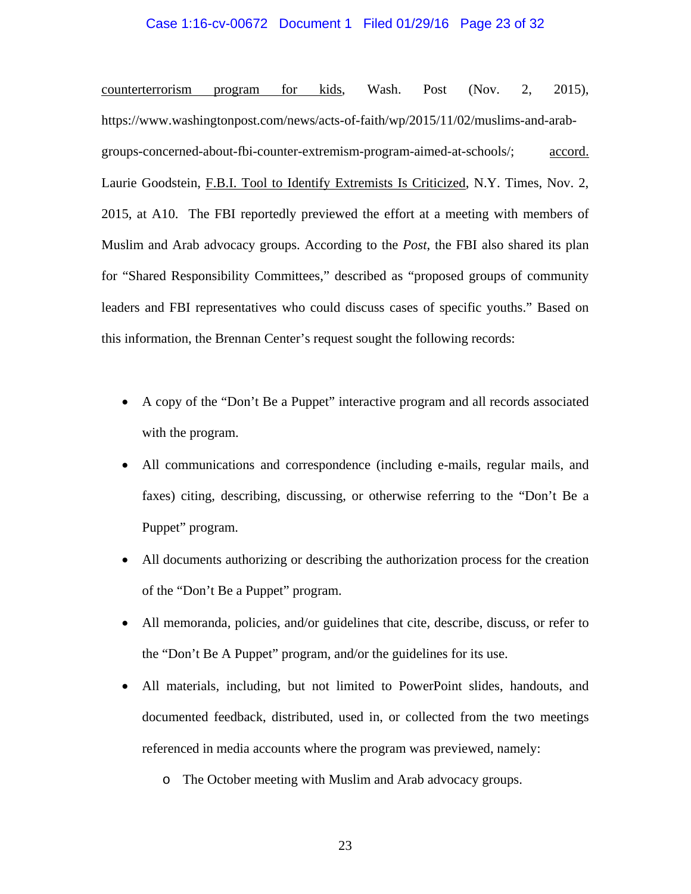counterterrorism program for kids, Wash. Post (Nov. 2, 2015), https://www.washingtonpost.com/news/acts-of-faith/wp/2015/11/02/muslims-and-arab-groups-concerned-about-fbi-counter-extremism-program-aimed-at-schools/; accord. Laurie Goodstein, F.B.I. Tool to Identify Extremists Is Criticized, N.Y. Times, Nov. 2, 2015, at A10. The FBI reportedly previewed the effort at a meeting with members of Muslim and Arab advocacy groups. According to the *Post*, the FBI also shared its plan for "Shared Responsibility Committees," described as "proposed groups of community leaders and FBI representatives who could discuss cases of specific youths." Based on this information, the Brennan Center's request sought the following records:

- A copy of the "Don't Be a Puppet" interactive program and all records associated with the program.
- All communications and correspondence (including e-mails, regular mails, and faxes) citing, describing, discussing, or otherwise referring to the "Don't Be a Puppet" program.
- All documents authorizing or describing the authorization process for the creation of the "Don't Be a Puppet" program.
- All memoranda, policies, and/or guidelines that cite, describe, discuss, or refer to the "Don't Be A Puppet" program, and/or the guidelines for its use.
- All materials, including, but not limited to PowerPoint slides, handouts, and documented feedback, distributed, used in, or collected from the two meetings referenced in media accounts where the program was previewed, namely:
    - The October meeting with Muslim and Arab advocacy groups.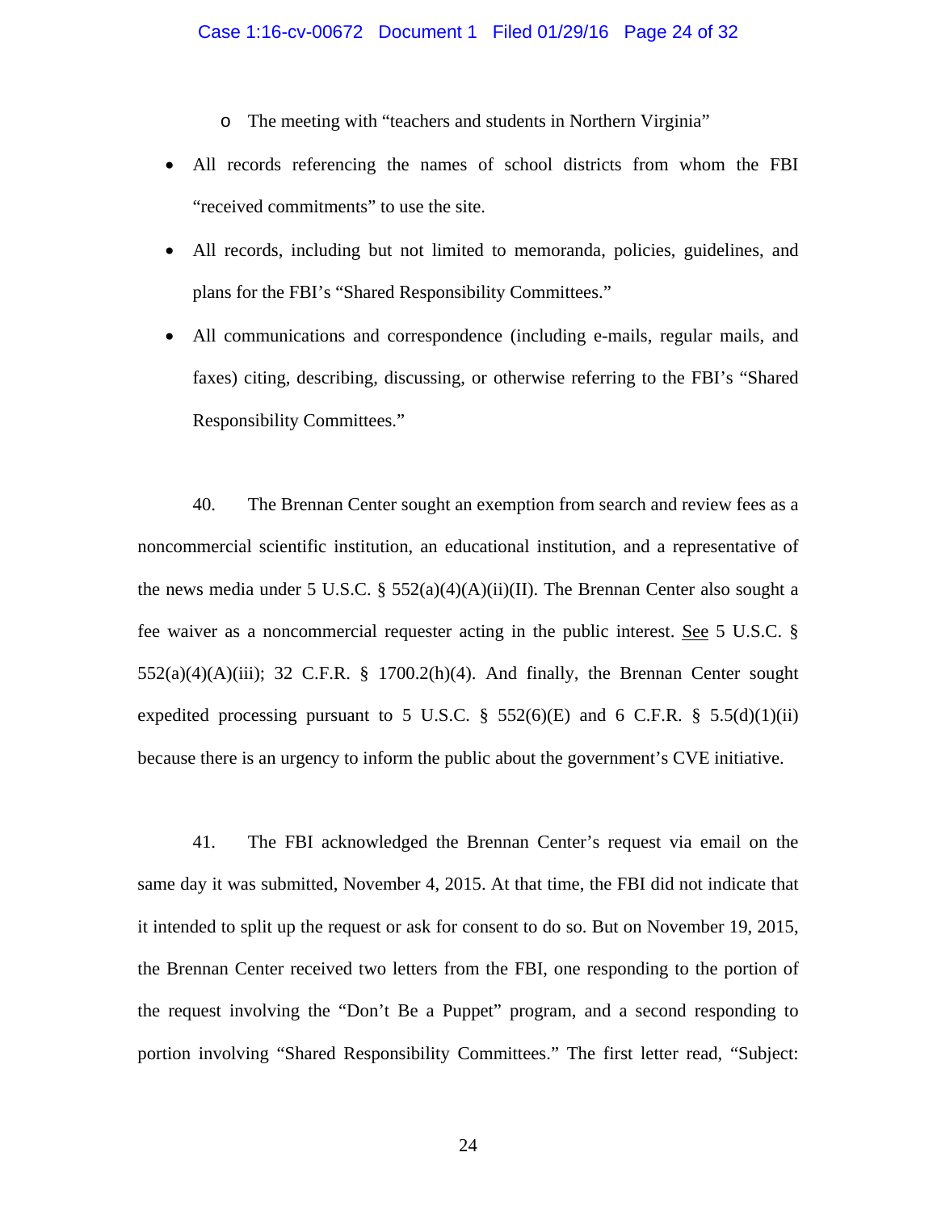- The meeting with "teachers and students in Northern Virginia"

- All records referencing the names of school districts from whom the FBI "received commitments" to use the site.
- All records, including but not limited to memoranda, policies, guidelines, and plans for the FBI's "Shared Responsibility Committees."
- All communications and correspondence (including e-mails, regular mails, and faxes) citing, describing, discussing, or otherwise referring to the FBI's "Shared Responsibility Committees."

40. The Brennan Center sought an exemption from search and review fees as a noncommercial scientific institution, an educational institution, and a representative of the news media under 5 U.S.C. § 552(a)(4)(A)(ii)(II). The Brennan Center also sought a fee waiver as a noncommercial requester acting in the public interest. See 5 U.S.C. § 552(a)(4)(A)(iii); 32 C.F.R. § 1700.2(h)(4). And finally, the Brennan Center sought expedited processing pursuant to 5 U.S.C. § 552(6)(E) and 6 C.F.R. § 5.5(d)(1)(ii) because there is an urgency to inform the public about the government's CVE initiative.

41. The FBI acknowledged the Brennan Center's request via email on the same day it was submitted, November 4, 2015. At that time, the FBI did not indicate that it intended to split up the request or ask for consent to do so. But on November 19, 2015, the Brennan Center received two letters from the FBI, one responding to the portion of the request involving the "Don't Be a Puppet" program, and a second responding to portion involving "Shared Responsibility Committees." The first letter read, "Subject: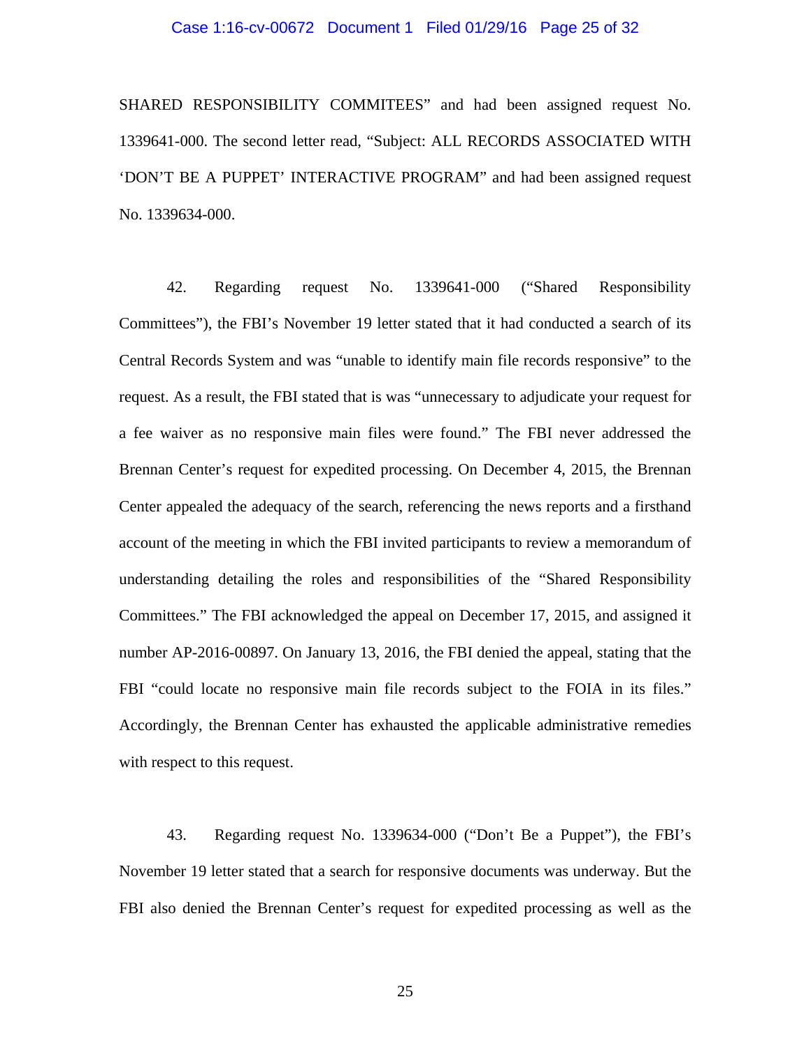SHARED RESPONSIBILITY COMMITEES" and had been assigned request No. 1339641-000. The second letter read, "Subject: ALL RECORDS ASSOCIATED WITH 'DON'T BE A PUPPET' INTERACTIVE PROGRAM" and had been assigned request No. 1339634-000.

42. Regarding request No. 1339641-000 ("Shared Responsibility Committees"), the FBI's November 19 letter stated that it had conducted a search of its Central Records System and was "unable to identify main file records responsive" to the request. As a result, the FBI stated that is was "unnecessary to adjudicate your request for a fee waiver as no responsive main files were found." The FBI never addressed the Brennan Center's request for expedited processing. On December 4, 2015, the Brennan Center appealed the adequacy of the search, referencing the news reports and a firsthand account of the meeting in which the FBI invited participants to review a memorandum of understanding detailing the roles and responsibilities of the "Shared Responsibility Committees." The FBI acknowledged the appeal on December 17, 2015, and assigned it number AP-2016-00897. On January 13, 2016, the FBI denied the appeal, stating that the FBI "could locate no responsive main file records subject to the FOIA in its files." Accordingly, the Brennan Center has exhausted the applicable administrative remedies with respect to this request.

43. Regarding request No. 1339634-000 ("Don't Be a Puppet"), the FBI's November 19 letter stated that a search for responsive documents was underway. But the FBI also denied the Brennan Center's request for expedited processing as well as the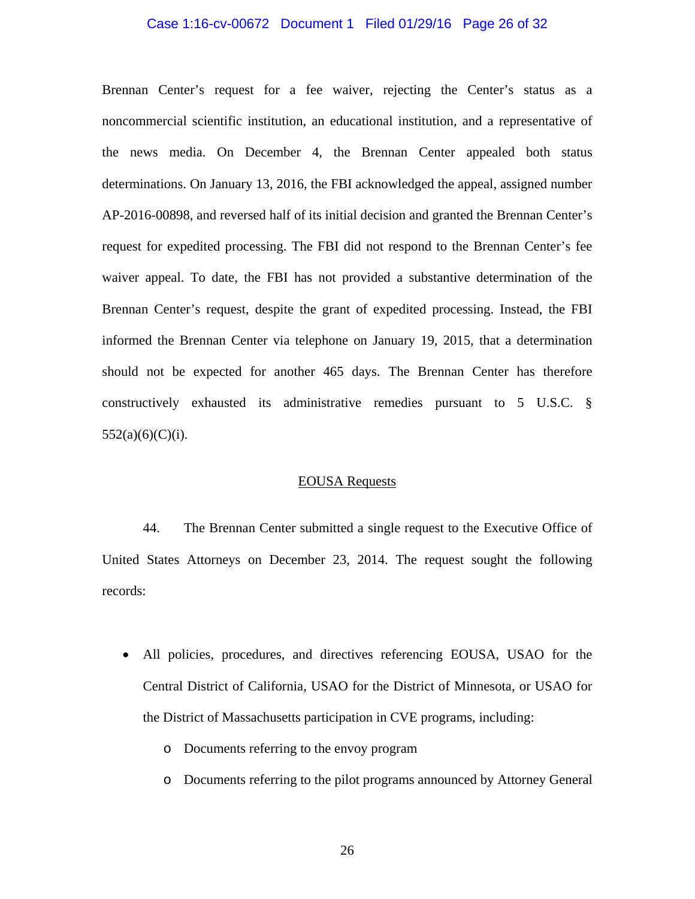Brennan Center's request for a fee waiver, rejecting the Center's status as a noncommercial scientific institution, an educational institution, and a representative of the news media. On December 4, the Brennan Center appealed both status determinations. On January 13, 2016, the FBI acknowledged the appeal, assigned number AP-2016-00898, and reversed half of its initial decision and granted the Brennan Center's request for expedited processing. The FBI did not respond to the Brennan Center's fee waiver appeal. To date, the FBI has not provided a substantive determination of the Brennan Center's request, despite the grant of expedited processing. Instead, the FBI informed the Brennan Center via telephone on January 19, 2015, that a determination should not be expected for another 465 days. The Brennan Center has therefore constructively exhausted its administrative remedies pursuant to 5 U.S.C. § 552(a)(6)(C)(i).

<u>EOUSA Requests</u>

44. The Brennan Center submitted a single request to the Executive Office of United States Attorneys on December 23, 2014. The request sought the following records:

- All policies, procedures, and directives referencing EOUSA, USAO for the Central District of California, USAO for the District of Minnesota, or USAO for the District of Massachusetts participation in CVE programs, including:
  - Documents referring to the envoy program
  - Documents referring to the pilot programs announced by Attorney General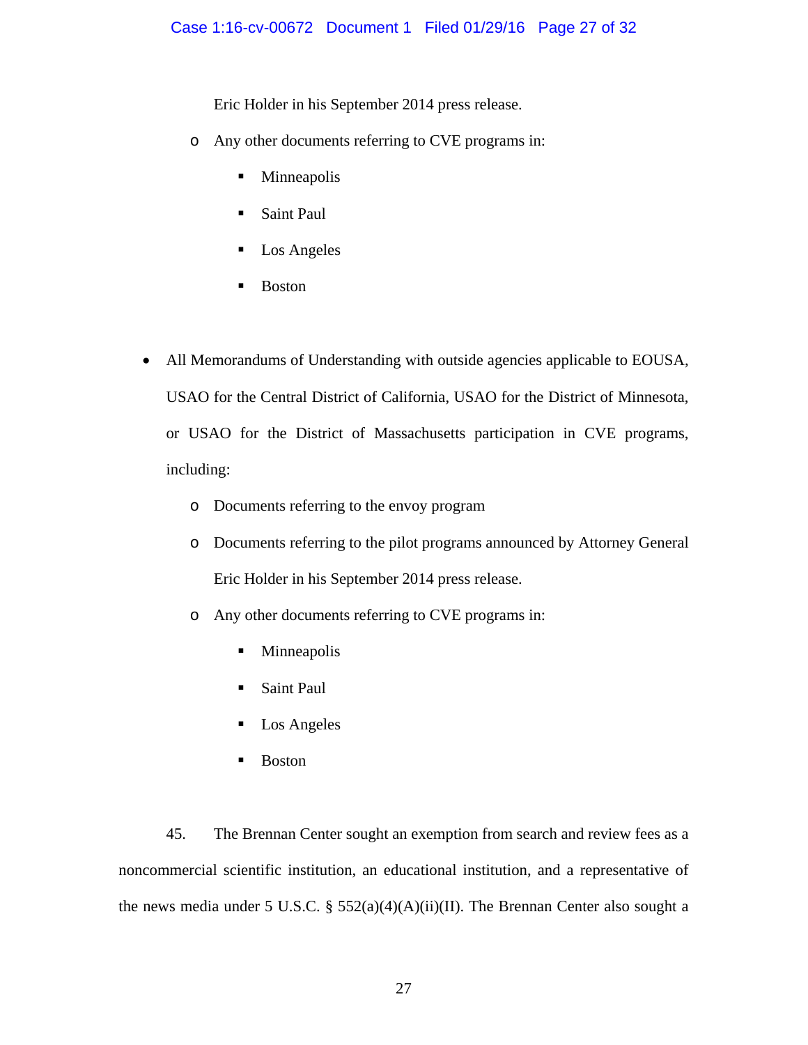Eric Holder in his September 2014 press release.

    - Any other documents referring to CVE programs in:
        - Minneapolis
        - Saint Paul
        - Los Angeles
        - Boston

- All Memorandums of Understanding with outside agencies applicable to EOUSA, USAO for the Central District of California, USAO for the District of Minnesota, or USAO for the District of Massachusetts participation in CVE programs, including:
    - Documents referring to the envoy program
    - Documents referring to the pilot programs announced by Attorney General Eric Holder in his September 2014 press release.
    - Any other documents referring to CVE programs in:
        - Minneapolis
        - Saint Paul
        - Los Angeles
        - Boston

45. The Brennan Center sought an exemption from search and review fees as a noncommercial scientific institution, an educational institution, and a representative of the news media under 5 U.S.C. § 552(a)(4)(A)(ii)(II). The Brennan Center also sought a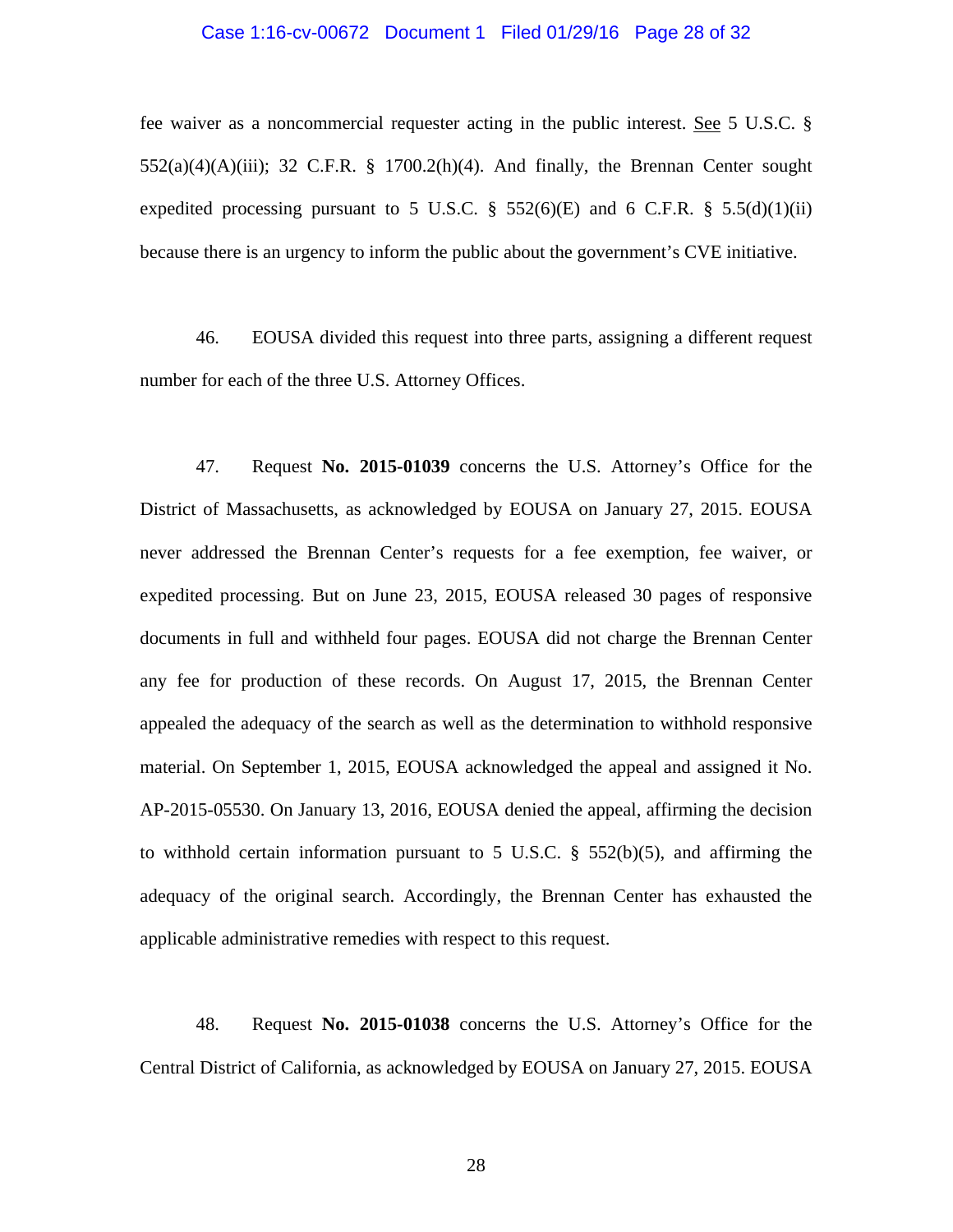fee waiver as a noncommercial requester acting in the public interest. See 5 U.S.C. § 552(a)(4)(A)(iii); 32 C.F.R. § 1700.2(h)(4). And finally, the Brennan Center sought expedited processing pursuant to 5 U.S.C. § 552(6)(E) and 6 C.F.R. § 5.5(d)(1)(ii) because there is an urgency to inform the public about the government's CVE initiative.

46. EOUSA divided this request into three parts, assigning a different request number for each of the three U.S. Attorney Offices.

47. Request **No. 2015-01039** concerns the U.S. Attorney's Office for the District of Massachusetts, as acknowledged by EOUSA on January 27, 2015. EOUSA never addressed the Brennan Center's requests for a fee exemption, fee waiver, or expedited processing. But on June 23, 2015, EOUSA released 30 pages of responsive documents in full and withheld four pages. EOUSA did not charge the Brennan Center any fee for production of these records. On August 17, 2015, the Brennan Center appealed the adequacy of the search as well as the determination to withhold responsive material. On September 1, 2015, EOUSA acknowledged the appeal and assigned it No. AP-2015-05530. On January 13, 2016, EOUSA denied the appeal, affirming the decision to withhold certain information pursuant to 5 U.S.C. § 552(b)(5), and affirming the adequacy of the original search. Accordingly, the Brennan Center has exhausted the applicable administrative remedies with respect to this request.

48. Request **No. 2015-01038** concerns the U.S. Attorney's Office for the Central District of California, as acknowledged by EOUSA on January 27, 2015. EOUSA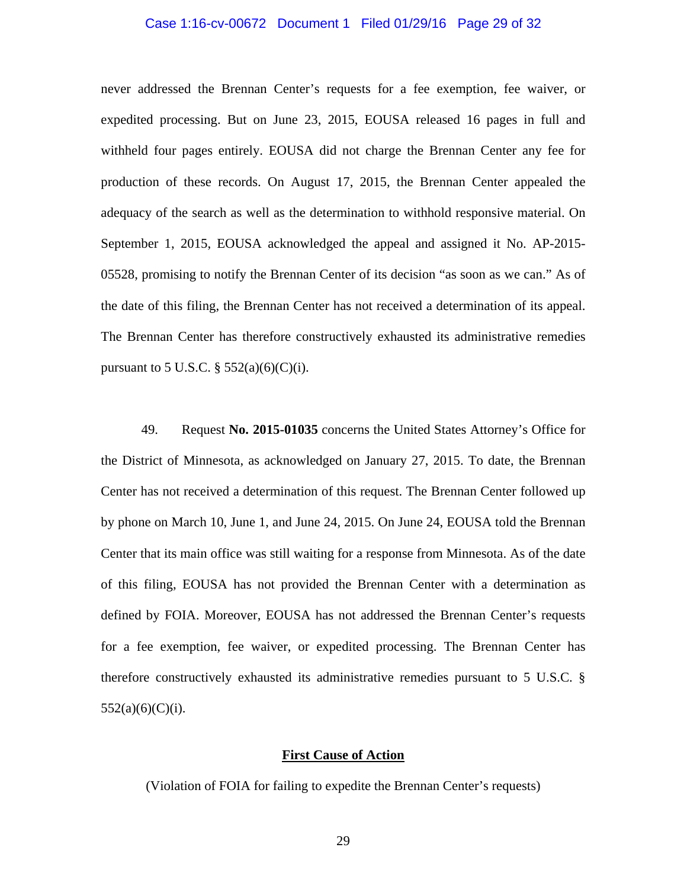never addressed the Brennan Center's requests for a fee exemption, fee waiver, or expedited processing. But on June 23, 2015, EOUSA released 16 pages in full and withheld four pages entirely. EOUSA did not charge the Brennan Center any fee for production of these records. On August 17, 2015, the Brennan Center appealed the adequacy of the search as well as the determination to withhold responsive material. On September 1, 2015, EOUSA acknowledged the appeal and assigned it No. AP-2015-05528, promising to notify the Brennan Center of its decision "as soon as we can." As of the date of this filing, the Brennan Center has not received a determination of its appeal. The Brennan Center has therefore constructively exhausted its administrative remedies pursuant to 5 U.S.C. § 552(a)(6)(C)(i).

49. Request **No. 2015-01035** concerns the United States Attorney's Office for the District of Minnesota, as acknowledged on January 27, 2015. To date, the Brennan Center has not received a determination of this request. The Brennan Center followed up by phone on March 10, June 1, and June 24, 2015. On June 24, EOUSA told the Brennan Center that its main office was still waiting for a response from Minnesota. As of the date of this filing, EOUSA has not provided the Brennan Center with a determination as defined by FOIA. Moreover, EOUSA has not addressed the Brennan Center's requests for a fee exemption, fee waiver, or expedited processing. The Brennan Center has therefore constructively exhausted its administrative remedies pursuant to 5 U.S.C. § 552(a)(6)(C)(i).

## First Cause of Action

(Violation of FOIA for failing to expedite the Brennan Center's requests)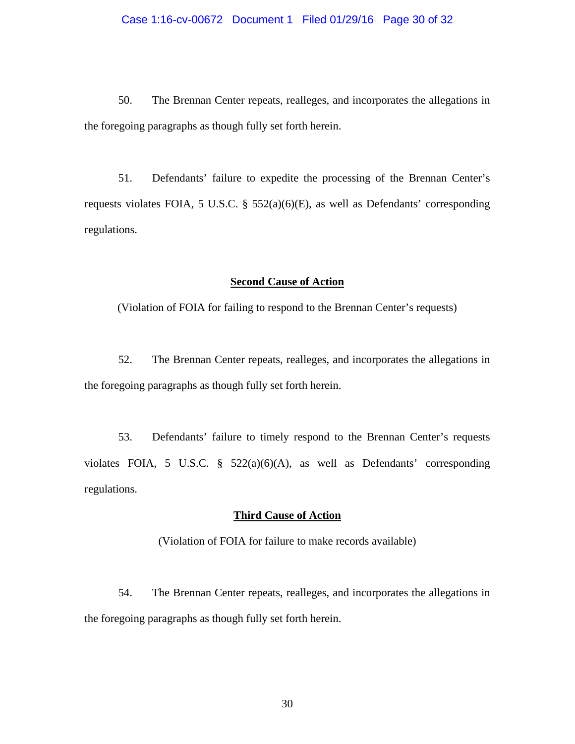50. The Brennan Center repeats, realleges, and incorporates the allegations in the foregoing paragraphs as though fully set forth herein.

51. Defendants' failure to expedite the processing of the Brennan Center's requests violates FOIA, 5 U.S.C. § 552(a)(6)(E), as well as Defendants' corresponding regulations.

**Second Cause of Action**

(Violation of FOIA for failing to respond to the Brennan Center's requests)

52. The Brennan Center repeats, realleges, and incorporates the allegations in the foregoing paragraphs as though fully set forth herein.

53. Defendants' failure to timely respond to the Brennan Center's requests violates FOIA, 5 U.S.C. § 522(a)(6)(A), as well as Defendants' corresponding regulations.

**Third Cause of Action**

(Violation of FOIA for failure to make records available)

54. The Brennan Center repeats, realleges, and incorporates the allegations in the foregoing paragraphs as though fully set forth herein.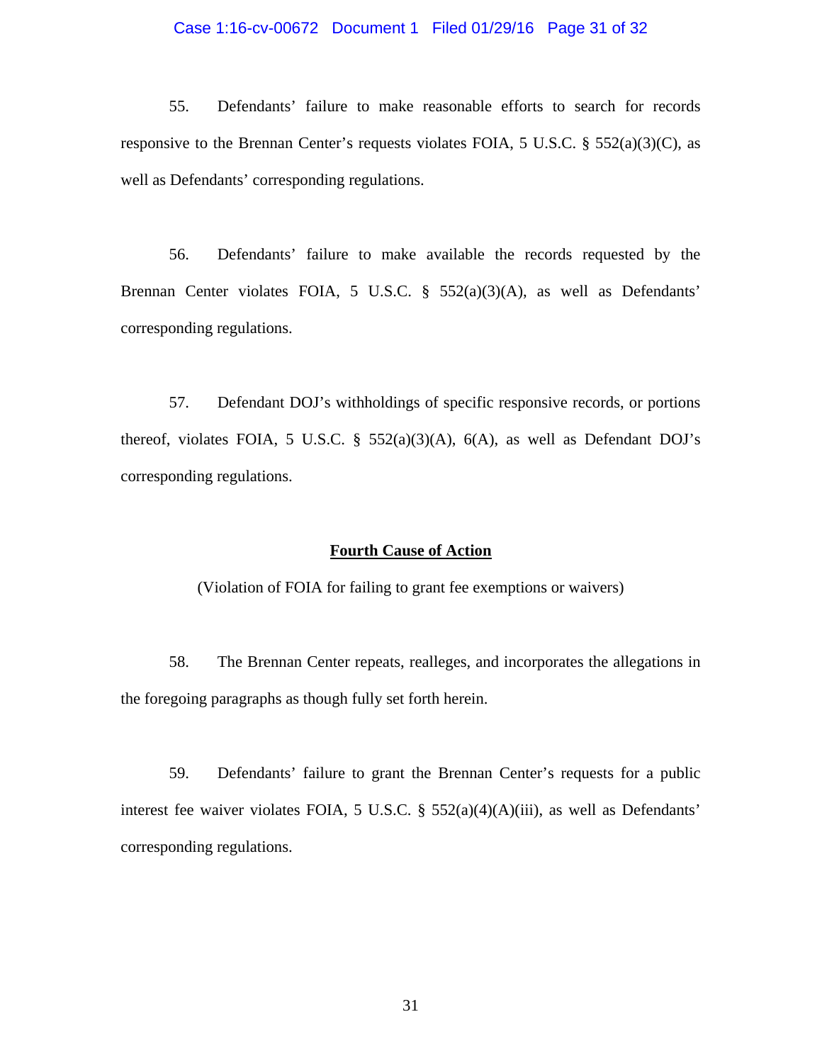55. Defendants' failure to make reasonable efforts to search for records responsive to the Brennan Center's requests violates FOIA, 5 U.S.C. § 552(a)(3)(C), as well as Defendants' corresponding regulations.

56. Defendants' failure to make available the records requested by the Brennan Center violates FOIA, 5 U.S.C. § 552(a)(3)(A), as well as Defendants' corresponding regulations.

57. Defendant DOJ's withholdings of specific responsive records, or portions thereof, violates FOIA, 5 U.S.C. § 552(a)(3)(A), 6(A), as well as Defendant DOJ's corresponding regulations.

## **Fourth Cause of Action**

(Violation of FOIA for failing to grant fee exemptions or waivers)

58. The Brennan Center repeats, realleges, and incorporates the allegations in the foregoing paragraphs as though fully set forth herein.

59. Defendants' failure to grant the Brennan Center's requests for a public interest fee waiver violates FOIA, 5 U.S.C. § 552(a)(4)(A)(iii), as well as Defendants' corresponding regulations.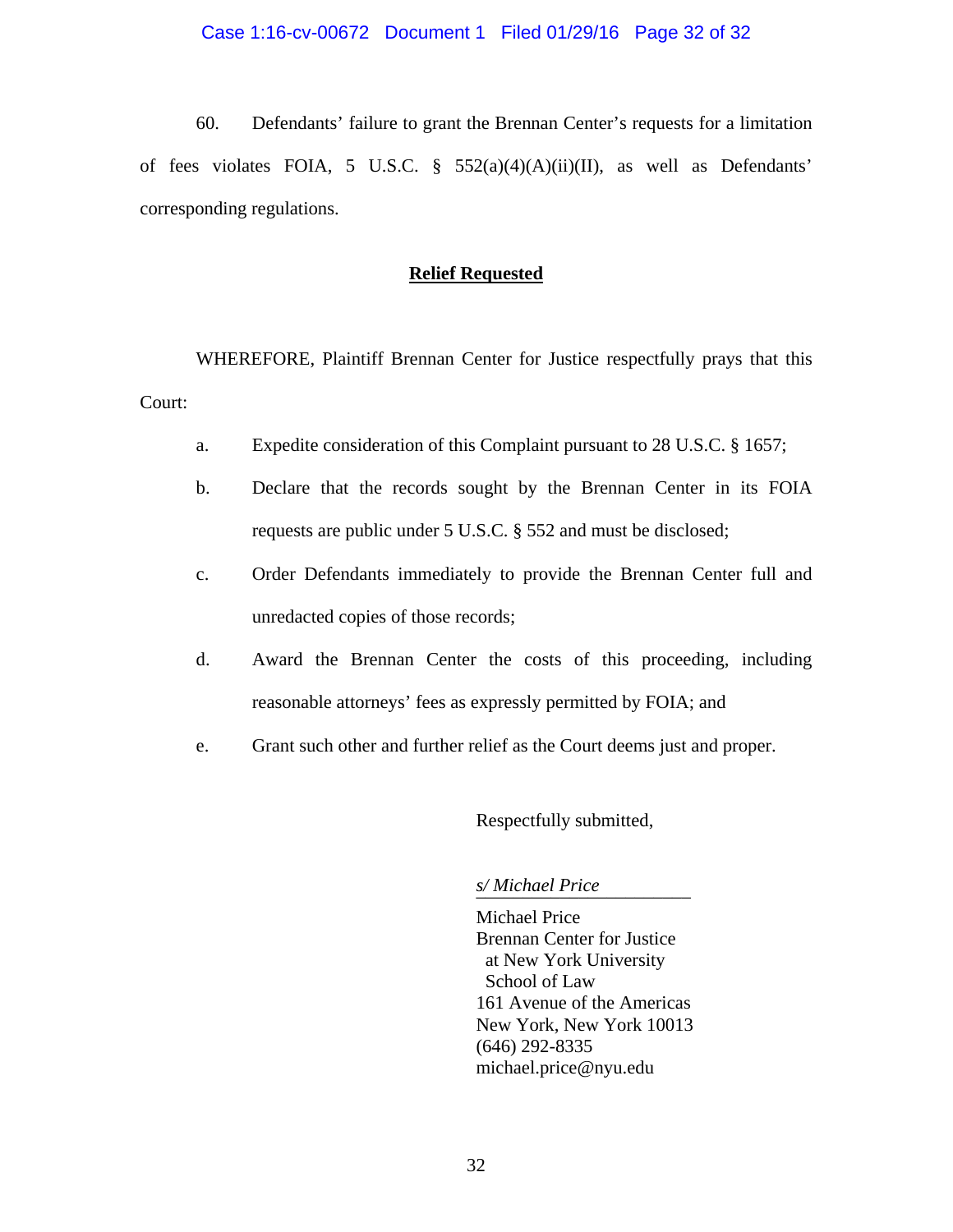60. Defendants' failure to grant the Brennan Center's requests for a limitation of fees violates FOIA, 5 U.S.C. § 552(a)(4)(A)(ii)(II), as well as Defendants' corresponding regulations.

## **Relief Requested**

WHEREFORE, Plaintiff Brennan Center for Justice respectfully prays that this Court:

a. Expedite consideration of this Complaint pursuant to 28 U.S.C. § 1657;

b. Declare that the records sought by the Brennan Center in its FOIA requests are public under 5 U.S.C. § 552 and must be disclosed;

c. Order Defendants immediately to provide the Brennan Center full and unredacted copies of those records;

d. Award the Brennan Center the costs of this proceeding, including reasonable attorneys' fees as expressly permitted by FOIA; and

e. Grant such other and further relief as the Court deems just and proper.

Respectfully submitted,

*s/ Michael Price*

Michael Price
Brennan Center for Justice
at New York University
School of Law
161 Avenue of the Americas
New York, New York 10013
(646) 292-8335
michael.price@nyu.edu